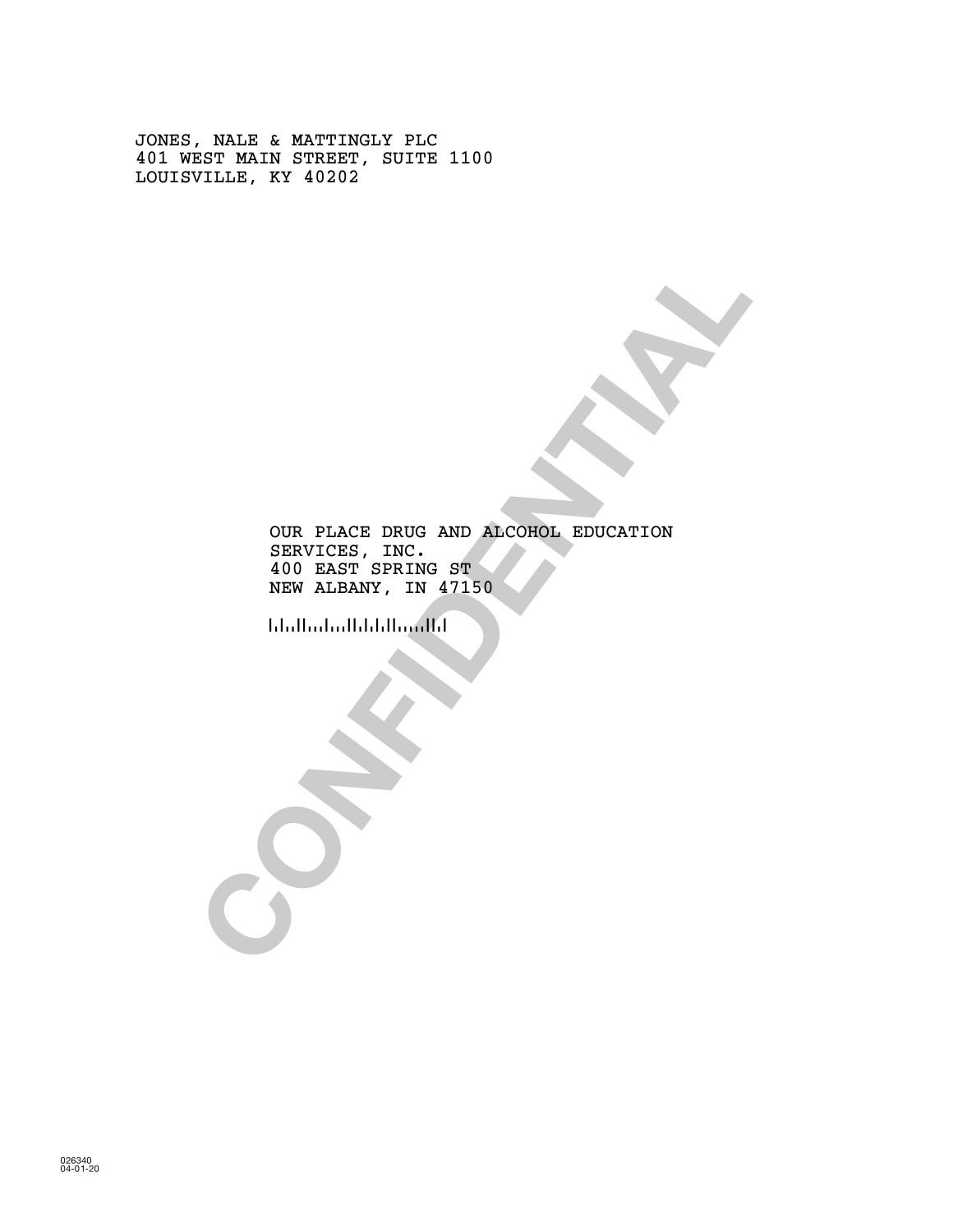JONES, NALE & MATTINGLY PLC
401 WEST MAIN STREET, SUITE 1100
LOUISVILLE, KY 40202

CONFIDENTIAL

OUR PLACE DRUG AND ALCOHOL EDUCATION
SERVICES, INC.
400 EAST SPRING ST
NEW ALBANY, IN 47150

026340
04-01-20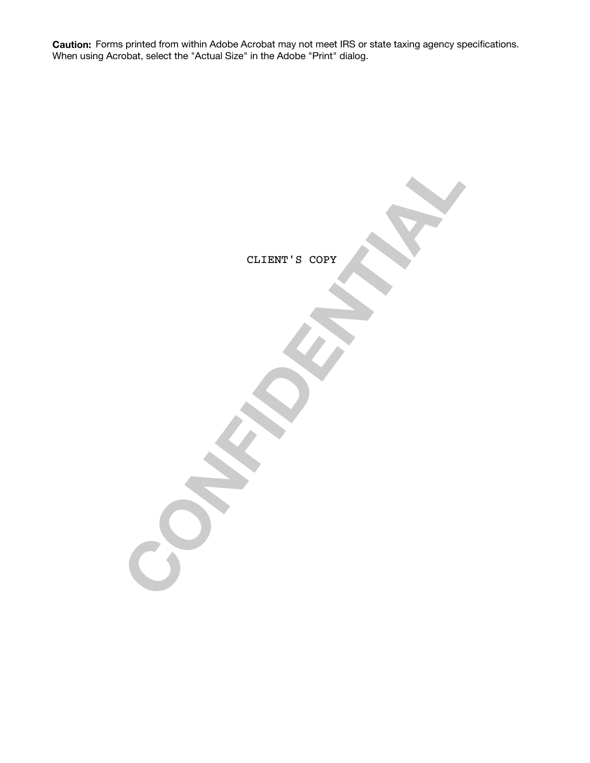**Caution:** Forms printed from within Adobe Acrobat may not meet IRS or state taxing agency specifications. When using Acrobat, select the "Actual Size" in the Adobe "Print" dialog.

CLIENT'S COPY

CONFIDENTIAL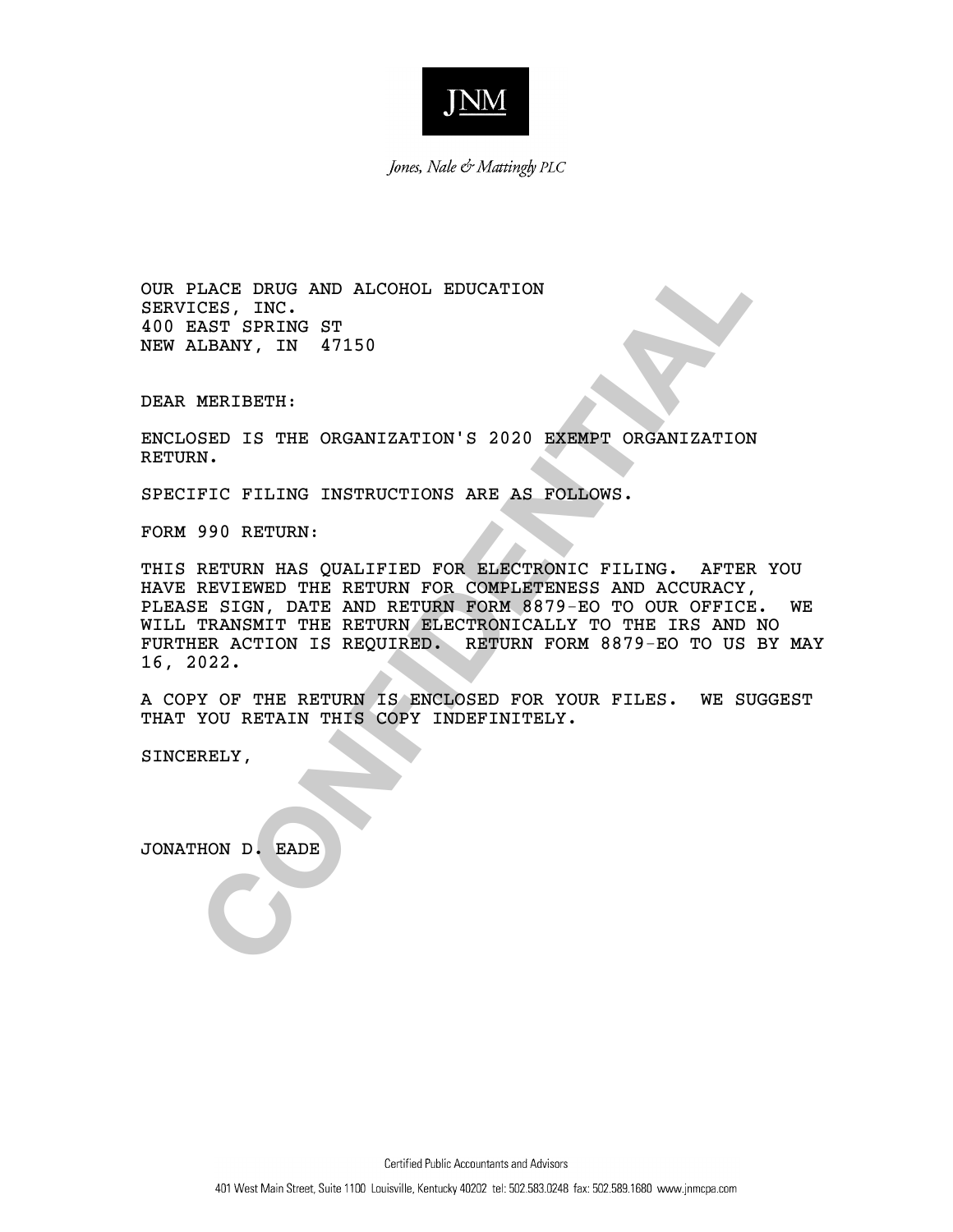JNM

*Jones, Nale & Mattingly PLC*

OUR PLACE DRUG AND ALCOHOL EDUCATION
SERVICES, INC.
400 EAST SPRING ST
NEW ALBANY, IN 47150

DEAR MERIBETH:

ENCLOSED IS THE ORGANIZATION'S 2020 EXEMPT ORGANIZATION RETURN.

SPECIFIC FILING INSTRUCTIONS ARE AS FOLLOWS.

FORM 990 RETURN:

THIS RETURN HAS QUALIFIED FOR ELECTRONIC FILING. AFTER YOU HAVE REVIEWED THE RETURN FOR COMPLETENESS AND ACCURACY, PLEASE SIGN, DATE AND RETURN FORM 8879-EO TO OUR OFFICE. WE WILL TRANSMIT THE RETURN ELECTRONICALLY TO THE IRS AND NO FURTHER ACTION IS REQUIRED. RETURN FORM 8879-EO TO US BY MAY 16, 2022.

A COPY OF THE RETURN IS ENCLOSED FOR YOUR FILES. WE SUGGEST THAT YOU RETAIN THIS COPY INDEFINITELY.

SINCERELY,

JONATHON D. EADE

CONFIDENTIAL

Certified Public Accountants and Advisors

401 West Main Street, Suite 1100 Louisville, Kentucky 40202 tel: 502.583.0248 fax: 502.589.1680 www.jnmcpa.com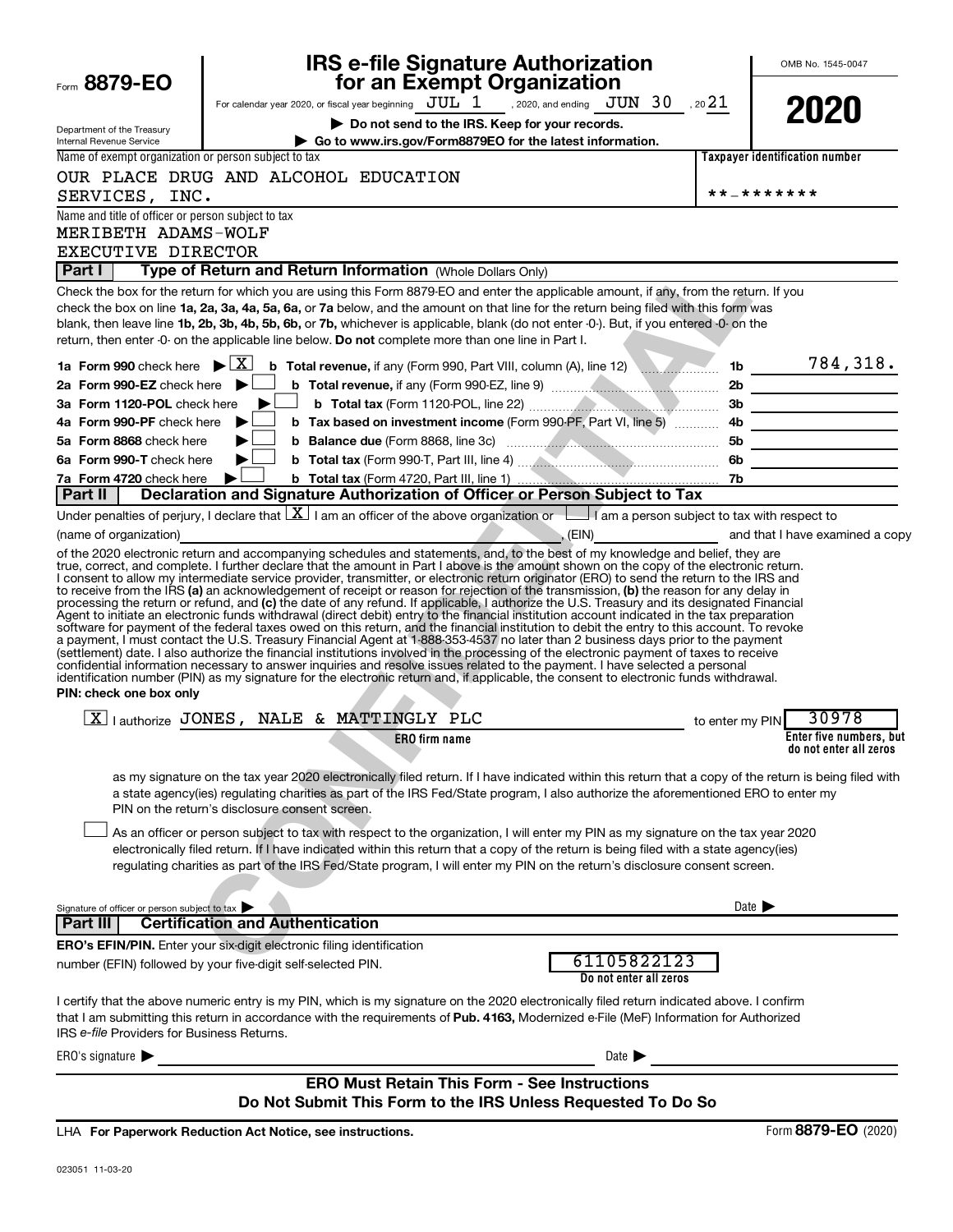Form **8879-EO**

Department of the Treasury
Internal Revenue Service

# IRS e-file Signature Authorization for an Exempt Organization

For calendar year 2020, or fiscal year beginning JUL 1 , 2020, and ending JUN 30 , 20 21

▶ **Do not send to the IRS. Keep for your records.**

▶ **Go to www.irs.gov/Form8879EO for the latest information.**

OMB No. 1545-0047

**2020**

Name of exempt organization or person subject to tax

OUR PLACE DRUG AND ALCOHOL EDUCATION SERVICES, INC.

Taxpayer identification number

**-*******

Name and title of officer or person subject to tax

MERIBETH ADAMS-WOLF
EXECUTIVE DIRECTOR

## Part I — Type of Return and Return Information (Whole Dollars Only)

Check the box for the return for which you are using this Form 8879-EO and enter the applicable amount, if any, from the return. If you check the box on line **1a, 2a, 3a, 4a, 5a, 6a,** or **7a** below, and the amount on that line for the return being filed with this form was blank, then leave line **1b, 2b, 3b, 4b, 5b, 6b,** or **7b,** whichever is applicable, blank (do not enter -0-). But, if you entered -0- on the return, then enter -0- on the applicable line below. **Do not** complete more than one line in Part I.

| | | | |
|---|---|---|---|
| **1a Form 990** check here ▶ [X] | **b Total revenue,** if any (Form 990, Part VIII, column (A), line 12) | 1b | 784,318. |
| **2a Form 990-EZ** check here ▶ [ ] | **b Total revenue,** if any (Form 990-EZ, line 9) | 2b | |
| **3a Form 1120-POL** check here ▶ [ ] | **b Total tax** (Form 1120-POL, line 22) | 3b | |
| **4a Form 990-PF** check here ▶ [ ] | **b Tax based on investment income** (Form 990-PF, Part VI, line 5) | 4b | |
| **5a Form 8868** check here ▶ [ ] | **b Balance due** (Form 8868, line 3c) | 5b | |
| **6a Form 990-T** check here ▶ [ ] | **b Total tax** (Form 990-T, Part III, line 4) | 6b | |
| **7a Form 4720** check here ▶ [ ] | **b Total tax** (Form 4720, Part III, line 1) | 7b | |

## Part II — Declaration and Signature Authorization of Officer or Person Subject to Tax

Under penalties of perjury, I declare that [X] I am an officer of the above organization or [ ] I am a person subject to tax with respect to (name of organization) ______, (EIN) ______ and that I have examined a copy of the 2020 electronic return and accompanying schedules and statements, and, to the best of my knowledge and belief, they are true, correct, and complete. I further declare that the amount in Part I above is the amount shown on the copy of the electronic return. I consent to allow my intermediate service provider, transmitter, or electronic return originator (ERO) to send the return to the IRS and to receive from the IRS **(a)** an acknowledgement of receipt or reason for rejection of the transmission, **(b)** the reason for any delay in processing the return or refund, and **(c)** the date of any refund. If applicable, I authorize the U.S. Treasury and its designated Financial Agent to initiate an electronic funds withdrawal (direct debit) entry to the financial institution account indicated in the tax preparation software for payment of the federal taxes owed on this return, and the financial institution to debit the entry to this account. To revoke a payment, I must contact the U.S. Treasury Financial Agent at 1-888-353-4537 no later than 2 business days prior to the payment (settlement) date. I also authorize the financial institutions involved in the processing of the electronic payment of taxes to receive confidential information necessary to answer inquiries and resolve issues related to the payment. I have selected a personal identification number (PIN) as my signature for the electronic return and, if applicable, the consent to electronic funds withdrawal.

**PIN: check one box only**

[X] I authorize JONES, NALE & MATTINGLY PLC (**ERO firm name**) to enter my PIN 30978 (**Enter five numbers, but do not enter all zeros**)

as my signature on the tax year 2020 electronically filed return. If I have indicated within this return that a copy of the return is being filed with a state agency(ies) regulating charities as part of the IRS Fed/State program, I also authorize the aforementioned ERO to enter my PIN on the return's disclosure consent screen.

[ ] As an officer or person subject to tax with respect to the organization, I will enter my PIN as my signature on the tax year 2020 electronically filed return. If I have indicated within this return that a copy of the return is being filed with a state agency(ies) regulating charities as part of the IRS Fed/State program, I will enter my PIN on the return's disclosure consent screen.

Signature of officer or person subject to tax ▶ ______ Date ▶ ______

## Part III — Certification and Authentication

**ERO's EFIN/PIN.** Enter your six-digit electronic filing identification number (EFIN) followed by your five-digit self-selected PIN. 61105822123 (**Do not enter all zeros**)

I certify that the above numeric entry is my PIN, which is my signature on the 2020 electronically filed return indicated above. I confirm that I am submitting this return in accordance with the requirements of **Pub. 4163,** Modernized e-File (MeF) Information for Authorized IRS *e-file* Providers for Business Returns.

ERO's signature ▶ ______ Date ▶ ______

**ERO Must Retain This Form - See Instructions**
**Do Not Submit This Form to the IRS Unless Requested To Do So**

LHA **For Paperwork Reduction Act Notice, see instructions.** Form **8879-EO** (2020)

023051 11-03-20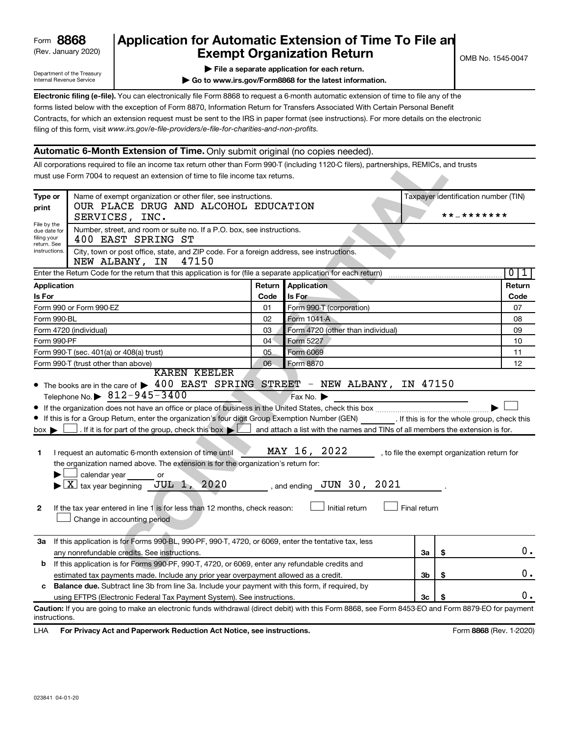Form **8868**
(Rev. January 2020)

Department of the Treasury
Internal Revenue Service

# Application for Automatic Extension of Time To File an Exempt Organization Return

▶ **File a separate application for each return.**

▶ **Go to www.irs.gov/Form8868 for the latest information.**

OMB No. 1545-0047

**Electronic filing (e-file).** You can electronically file Form 8868 to request a 6-month automatic extension of time to file any of the forms listed below with the exception of Form 8870, Information Return for Transfers Associated With Certain Personal Benefit Contracts, for which an extension request must be sent to the IRS in paper format (see instructions). For more details on the electronic filing of this form, visit *www.irs.gov/e-file-providers/e-file-for-charities-and-non-profits.*

## Automatic 6-Month Extension of Time. Only submit original (no copies needed).

All corporations required to file an income tax return other than Form 990-T (including 1120-C filers), partnerships, REMICs, and trusts must use Form 7004 to request an extension of time to file income tax returns.

**Type or print**

File by the due date for filing your return. See instructions.

Name of exempt organization or other filer, see instructions.
OUR PLACE DRUG AND ALCOHOL EDUCATION SERVICES, INC.

Taxpayer identification number (TIN)
**-*******

Number, street, and room or suite no. If a P.O. box, see instructions.
400 EAST SPRING ST

City, town or post office, state, and ZIP code. For a foreign address, see instructions.
NEW ALBANY, IN 47150

Enter the Return Code for the return that this application is for (file a separate application for each return) .......... 0 1

| Application Is For | Return Code | Application Is For | Return Code |
|---|---|---|---|
| Form 990 or Form 990-EZ | 01 | Form 990-T (corporation) | 07 |
| Form 990-BL | 02 | Form 1041-A | 08 |
| Form 4720 (individual) | 03 | Form 4720 (other than individual) | 09 |
| Form 990-PF | 04 | Form 5227 | 10 |
| Form 990-T (sec. 401(a) or 408(a) trust) | 05 | Form 6069 | 11 |
| Form 990-T (trust other than above) | 06 | Form 8870 | 12 |

- The books are in the care of ▶ KAREN KEELER 400 EAST SPRING STREET - NEW ALBANY, IN 47150
  Telephone No. ▶ 812-945-3400 Fax No. ▶
- If the organization does not have an office or place of business in the United States, check this box .......... ▶ ☐
- If this is for a Group Return, enter the organization's four digit Group Exemption Number (GEN) ______. If this is for the whole group, check this box ▶ ☐. If it is for part of the group, check this box ▶ ☐ and attach a list with the names and TINs of all members the extension is for.

**1** I request an automatic 6-month extension of time until MAY 16, 2022, to file the exempt organization return for the organization named above. The extension is for the organization's return for:
▶ ☐ calendar year ______ or
▶ ☒ tax year beginning JUL 1, 2020, and ending JUN 30, 2021.

**2** If the tax year entered in line 1 is for less than 12 months, check reason: ☐ Initial return ☐ Final return
☐ Change in accounting period

| | | | |
|---|---|---|---|
| **3a** | If this application is for Forms 990-BL, 990-PF, 990-T, 4720, or 6069, enter the tentative tax, less any nonrefundable credits. See instructions. | **3a** | $ 0. |
| **b** | If this application is for Forms 990-PF, 990-T, 4720, or 6069, enter any refundable credits and estimated tax payments made. Include any prior year overpayment allowed as a credit. | **3b** | $ 0. |
| **c** | **Balance due.** Subtract line 3b from line 3a. Include your payment with this form, if required, by using EFTPS (Electronic Federal Tax Payment System). See instructions. | **3c** | $ 0. |

**Caution:** If you are going to make an electronic funds withdrawal (direct debit) with this Form 8868, see Form 8453-EO and Form 8879-EO for payment instructions.

LHA **For Privacy Act and Paperwork Reduction Act Notice, see instructions.** Form **8868** (Rev. 1-2020)

023841 04-01-20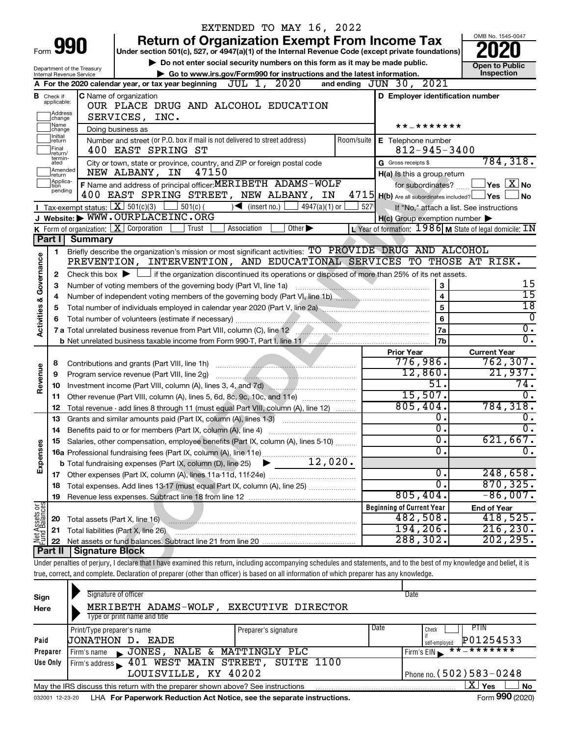EXTENDED TO MAY 16, 2022

# Form 990 Return of Organization Exempt From Income Tax 2020

Under section 501(c), 527, or 4947(a)(1) of the Internal Revenue Code (except private foundations)

▶ Do not enter social security numbers on this form as it may be made public.

▶ Go to www.irs.gov/Form990 for instructions and the latest information.

OMB No. 1545-0047 — Open to Public Inspection

Department of the Treasury, Internal Revenue Service

**A** For the 2020 calendar year, or tax year beginning JUL 1, 2020 and ending JUN 30, 2021

**B** Check if applicable: Address change, Name change, Initial return, Final return/terminated, Amended return, Application pending

**C** Name of organization: OUR PLACE DRUG AND ALCOHOL EDUCATION SERVICES, INC.

Doing business as

Number and street (or P.O. box if mail is not delivered to street address): 400 EAST SPRING ST — Room/suite

City or town, state or province, country, and ZIP or foreign postal code: NEW ALBANY, IN 47150

**D** Employer identification number: **-*******

**E** Telephone number: 812-945-3400

**G** Gross receipts $ 784,318.

**F** Name and address of principal officer: MERIBETH ADAMS-WOLF, 400 EAST SPRING STREET, NEW ALBANY, IN 4715

**H(a)** Is this a group return for subordinates? ☐ Yes ☒ No

**H(b)** Are all subordinates included? ☐ Yes ☐ No — If "No," attach a list. See instructions

**H(c)** Group exemption number ▶

**I** Tax-exempt status: ☒ 501(c)(3) ☐ 501(c) ( ) ◀ (insert no.) ☐ 4947(a)(1) or ☐ 527

**J** Website: ▶ WWW.OURPLACEINC.ORG

**K** Form of organization: ☒ Corporation ☐ Trust ☐ Association ☐ Other ▶

**L** Year of formation: 1986 **M** State of legal domicile: IN

## Part I Summary

**Activities & Governance**

1. Briefly describe the organization's mission or most significant activities: TO PROVIDE DRUG AND ALCOHOL PREVENTION, INTERVENTION, AND EDUCATIONAL SERVICES TO THOSE AT RISK.
2. Check this box ▶ ☐ if the organization discontinued its operations or disposed of more than 25% of its net assets.

| | | | |
|---|---|---|---|
| 3 | Number of voting members of the governing body (Part VI, line 1a) | 3 | 15 |
| 4 | Number of independent voting members of the governing body (Part VI, line 1b) | 4 | 15 |
| 5 | Total number of individuals employed in calendar year 2020 (Part V, line 2a) | 5 | 18 |
| 6 | Total number of volunteers (estimate if necessary) | 6 | 0 |
| 7a | Total unrelated business revenue from Part VIII, column (C), line 12 | 7a | 0. |
| b | Net unrelated business taxable income from Form 990-T, Part I, line 11 | 7b | 0. |

| | | Prior Year | Current Year |
|---|---|---|---|
| **Revenue** | | | |
| 8 | Contributions and grants (Part VIII, line 1h) | 776,986. | 762,307. |
| 9 | Program service revenue (Part VIII, line 2g) | 12,860. | 21,937. |
| 10 | Investment income (Part VIII, column (A), lines 3, 4, and 7d) | 51. | 74. |
| 11 | Other revenue (Part VIII, column (A), lines 5, 6d, 8c, 9c, 10c, and 11e) | 15,507. | 0. |
| 12 | Total revenue - add lines 8 through 11 (must equal Part VIII, column (A), line 12) | 805,404. | 784,318. |
| **Expenses** | | | |
| 13 | Grants and similar amounts paid (Part IX, column (A), lines 1-3) | 0. | 0. |
| 14 | Benefits paid to or for members (Part IX, column (A), line 4) | 0. | 0. |
| 15 | Salaries, other compensation, employee benefits (Part IX, column (A), lines 5-10) | 0. | 621,667. |
| 16a | Professional fundraising fees (Part IX, column (A), line 11e) | 0. | 0. |
| b | Total fundraising expenses (Part IX, column (D), line 25) ▶ 12,020. | | |
| 17 | Other expenses (Part IX, column (A), lines 11a-11d, 11f-24e) | 0. | 248,658. |
| 18 | Total expenses. Add lines 13-17 (must equal Part IX, column (A), line 25) | 0. | 870,325. |
| 19 | Revenue less expenses. Subtract line 18 from line 12 | 805,404. | -86,007. |

| | | Beginning of Current Year | End of Year |
|---|---|---|---|
| **Net Assets or Fund Balances** | | | |
| 20 | Total assets (Part X, line 16) | 482,508. | 418,525. |
| 21 | Total liabilities (Part X, line 26) | 194,206. | 216,230. |
| 22 | Net assets or fund balances. Subtract line 21 from line 20 | 288,302. | 202,295. |

## Part II Signature Block

Under penalties of perjury, I declare that I have examined this return, including accompanying schedules and statements, and to the best of my knowledge and belief, it is true, correct, and complete. Declaration of preparer (other than officer) is based on all information of which preparer has any knowledge.

**Sign Here**

Signature of officer — Date

MERIBETH ADAMS-WOLF, EXECUTIVE DIRECTOR

Type or print name and title

**Paid Preparer Use Only**

| Print/Type preparer's name | Preparer's signature | Date | Check if self-employed | PTIN |
|---|---|---|---|---|
| JONATHON D. EADE | | | ☐ | P01254533 |

Firm's name ▶ JONES, NALE & MATTINGLY PLC — Firm's EIN ▶ **-*******

Firm's address ▶ 401 WEST MAIN STREET, SUITE 1100, LOUISVILLE, KY 40202 — Phone no. (502)583-0248

May the IRS discuss this return with the preparer shown above? See instructions ☒ Yes ☐ No

032001 12-23-20 LHA For Paperwork Reduction Act Notice, see the separate instructions. Form **990** (2020)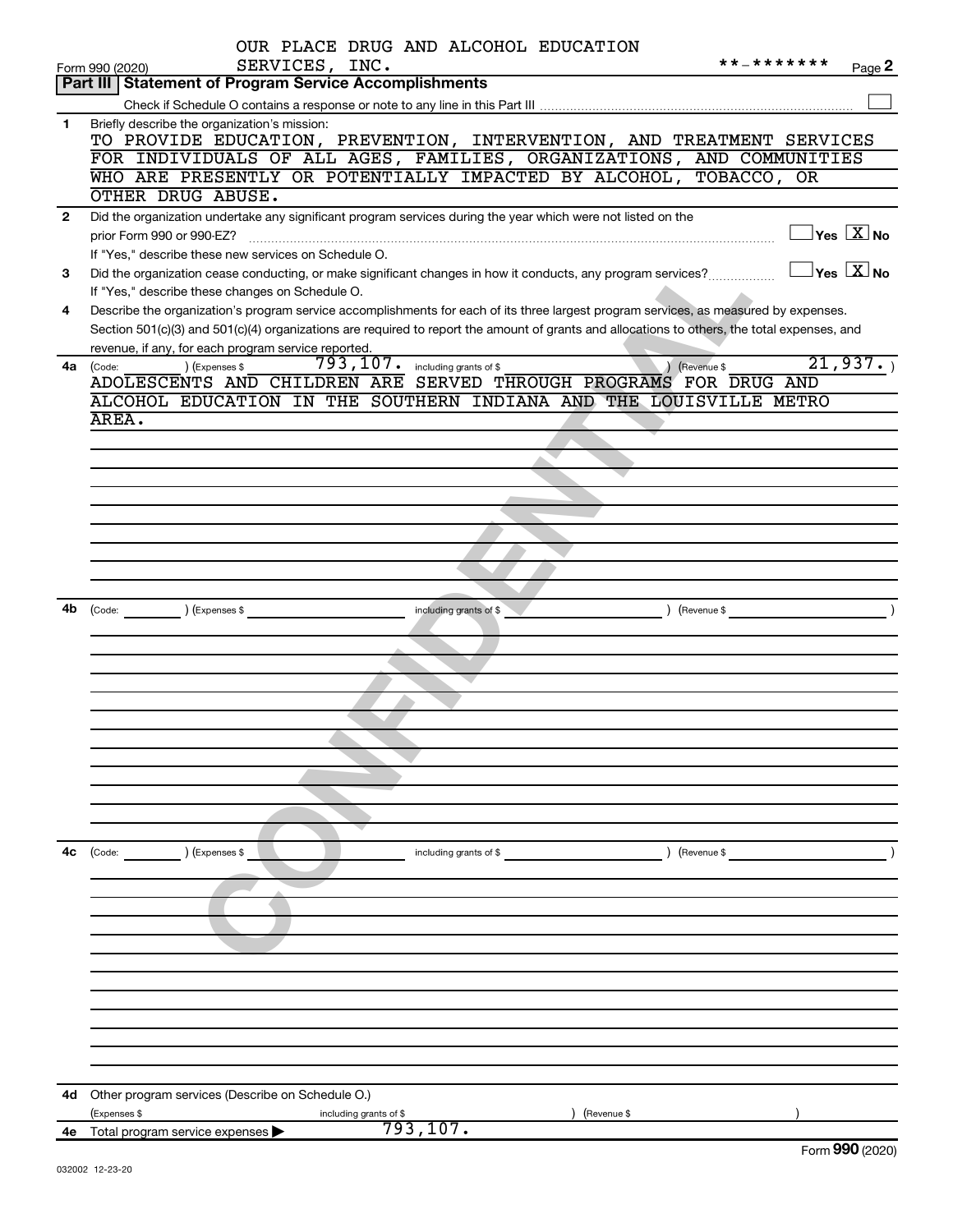OUR PLACE DRUG AND ALCOHOL EDUCATION SERVICES, INC. **-*******

Form 990 (2020) Page 2

## Part III | Statement of Program Service Accomplishments

Check if Schedule O contains a response or note to any line in this Part III [ ]

**1** Briefly describe the organization's mission:

TO PROVIDE EDUCATION, PREVENTION, INTERVENTION, AND TREATMENT SERVICES FOR INDIVIDUALS OF ALL AGES, FAMILIES, ORGANIZATIONS, AND COMMUNITIES WHO ARE PRESENTLY OR POTENTIALLY IMPACTED BY ALCOHOL, TOBACCO, OR OTHER DRUG ABUSE.

**2** Did the organization undertake any significant program services during the year which were not listed on the prior Form 990 or 990-EZ? [ ] Yes [X] No

If "Yes," describe these new services on Schedule O.

**3** Did the organization cease conducting, or make significant changes in how it conducts, any program services? [ ] Yes [X] No

If "Yes," describe these changes on Schedule O.

**4** Describe the organization's program service accomplishments for each of its three largest program services, as measured by expenses. Section 501(c)(3) and 501(c)(4) organizations are required to report the amount of grants and allocations to others, the total expenses, and revenue, if any, for each program service reported.

**4a** (Code: ) (Expenses $ 793,107. including grants of $ ) (Revenue $ 21,937. )

ADOLESCENTS AND CHILDREN ARE SERVED THROUGH PROGRAMS FOR DRUG AND ALCOHOL EDUCATION IN THE SOUTHERN INDIANA AND THE LOUISVILLE METRO AREA.

**4b** (Code: ) (Expenses $ including grants of $ ) (Revenue $ )

**4c** (Code: ) (Expenses $ including grants of $ ) (Revenue $ )

**4d** Other program services (Describe on Schedule O.)

(Expenses $ including grants of $ ) (Revenue $ )

**4e** Total program service expenses ▶ 793,107.

Form **990** (2020)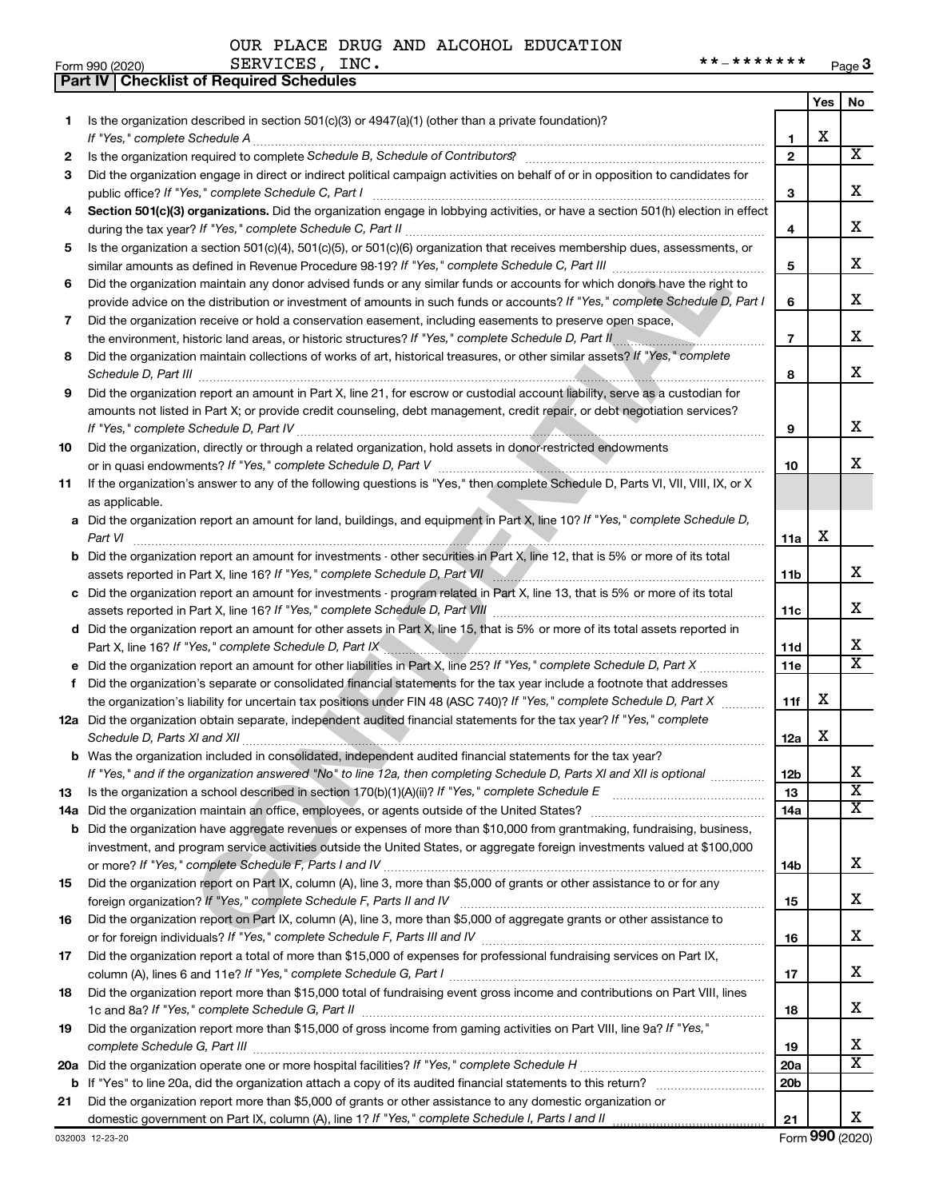OUR PLACE DRUG AND ALCOHOL EDUCATION SERVICES, INC. **-*******

Form 990 (2020)

## Part IV | Checklist of Required Schedules

| | | | Yes | No |
|---|---|---|---|---|
| 1 | Is the organization described in section 501(c)(3) or 4947(a)(1) (other than a private foundation)? *If "Yes," complete Schedule A* | 1 | X | |
| 2 | Is the organization required to complete *Schedule B, Schedule of Contributors*? | 2 | | X |
| 3 | Did the organization engage in direct or indirect political campaign activities on behalf of or in opposition to candidates for public office? *If "Yes," complete Schedule C, Part I* | 3 | | X |
| 4 | **Section 501(c)(3) organizations.** Did the organization engage in lobbying activities, or have a section 501(h) election in effect during the tax year? *If "Yes," complete Schedule C, Part II* | 4 | | X |
| 5 | Is the organization a section 501(c)(4), 501(c)(5), or 501(c)(6) organization that receives membership dues, assessments, or similar amounts as defined in Revenue Procedure 98-19? *If "Yes," complete Schedule C, Part III* | 5 | | X |
| 6 | Did the organization maintain any donor advised funds or any similar funds or accounts for which donors have the right to provide advice on the distribution or investment of amounts in such funds or accounts? *If "Yes," complete Schedule D, Part I* | 6 | | X |
| 7 | Did the organization receive or hold a conservation easement, including easements to preserve open space, the environment, historic land areas, or historic structures? *If "Yes," complete Schedule D, Part II* | 7 | | X |
| 8 | Did the organization maintain collections of works of art, historical treasures, or other similar assets? *If "Yes," complete Schedule D, Part III* | 8 | | X |
| 9 | Did the organization report an amount in Part X, line 21, for escrow or custodial account liability, serve as a custodian for amounts not listed in Part X; or provide credit counseling, debt management, credit repair, or debt negotiation services? *If "Yes," complete Schedule D, Part IV* | 9 | | X |
| 10 | Did the organization, directly or through a related organization, hold assets in donor-restricted endowments or in quasi endowments? *If "Yes," complete Schedule D, Part V* | 10 | | X |
| 11 | If the organization's answer to any of the following questions is "Yes," then complete Schedule D, Parts VI, VII, VIII, IX, or X as applicable. | | | |
| a | Did the organization report an amount for land, buildings, and equipment in Part X, line 10? *If "Yes," complete Schedule D, Part VI* | 11a | X | |
| b | Did the organization report an amount for investments - other securities in Part X, line 12, that is 5% or more of its total assets reported in Part X, line 16? *If "Yes," complete Schedule D, Part VII* | 11b | | X |
| c | Did the organization report an amount for investments - program related in Part X, line 13, that is 5% or more of its total assets reported in Part X, line 16? *If "Yes," complete Schedule D, Part VIII* | 11c | | X |
| d | Did the organization report an amount for other assets in Part X, line 15, that is 5% or more of its total assets reported in Part X, line 16? *If "Yes," complete Schedule D, Part IX* | 11d | | X |
| e | Did the organization report an amount for other liabilities in Part X, line 25? *If "Yes," complete Schedule D, Part X* | 11e | | X |
| f | Did the organization's separate or consolidated financial statements for the tax year include a footnote that addresses the organization's liability for uncertain tax positions under FIN 48 (ASC 740)? *If "Yes," complete Schedule D, Part X* | 11f | X | |
| 12a | Did the organization obtain separate, independent audited financial statements for the tax year? *If "Yes," complete Schedule D, Parts XI and XII* | 12a | X | |
| b | Was the organization included in consolidated, independent audited financial statements for the tax year? *If "Yes," and if the organization answered "No" to line 12a, then completing Schedule D, Parts XI and XII is optional* | 12b | | X |
| 13 | Is the organization a school described in section 170(b)(1)(A)(ii)? *If "Yes," complete Schedule E* | 13 | | X |
| 14a | Did the organization maintain an office, employees, or agents outside of the United States? | 14a | | X |
| b | Did the organization have aggregate revenues or expenses of more than $10,000 from grantmaking, fundraising, business, investment, and program service activities outside the United States, or aggregate foreign investments valued at $100,000 or more? *If "Yes," complete Schedule F, Parts I and IV* | 14b | | X |
| 15 | Did the organization report on Part IX, column (A), line 3, more than $5,000 of grants or other assistance to or for any foreign organization? *If "Yes," complete Schedule F, Parts II and IV* | 15 | | X |
| 16 | Did the organization report on Part IX, column (A), line 3, more than $5,000 of aggregate grants or other assistance to or for foreign individuals? *If "Yes," complete Schedule F, Parts III and IV* | 16 | | X |
| 17 | Did the organization report a total of more than $15,000 of expenses for professional fundraising services on Part IX, column (A), lines 6 and 11e? *If "Yes," complete Schedule G, Part I* | 17 | | X |
| 18 | Did the organization report more than $15,000 total of fundraising event gross income and contributions on Part VIII, lines 1c and 8a? *If "Yes," complete Schedule G, Part II* | 18 | | X |
| 19 | Did the organization report more than $15,000 of gross income from gaming activities on Part VIII, line 9a? *If "Yes," complete Schedule G, Part III* | 19 | | X |
| 20a | Did the organization operate one or more hospital facilities? *If "Yes," complete Schedule H* | 20a | | X |
| b | If "Yes" to line 20a, did the organization attach a copy of its audited financial statements to this return? | 20b | | |
| 21 | Did the organization report more than $5,000 of grants or other assistance to any domestic organization or domestic government on Part IX, column (A), line 1? *If "Yes," complete Schedule I, Parts I and II* | 21 | | X |

032003 12-23-20

Form **990** (2020)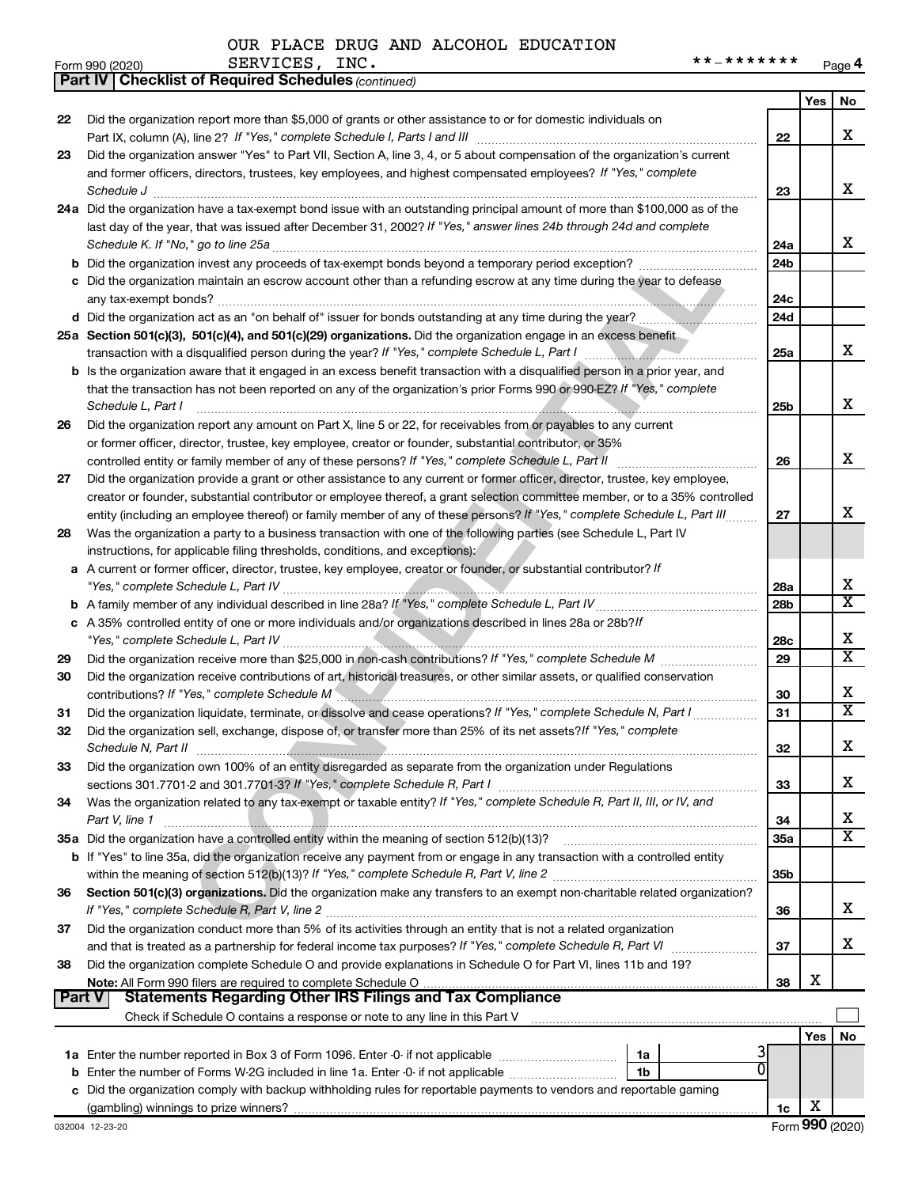OUR PLACE DRUG AND ALCOHOL EDUCATION SERVICES, INC.

**-*******

Form 990 (2020)

## Part IV | Checklist of Required Schedules (continued)

| | | | Yes | No |
|---|---|---|---|---|
| 22 | Did the organization report more than $5,000 of grants or other assistance to or for domestic individuals on Part IX, column (A), line 2? *If "Yes," complete Schedule I, Parts I and III* | 22 | | X |
| 23 | Did the organization answer "Yes" to Part VII, Section A, line 3, 4, or 5 about compensation of the organization's current and former officers, directors, trustees, key employees, and highest compensated employees? *If "Yes," complete Schedule J* | 23 | | X |
| 24a | Did the organization have a tax-exempt bond issue with an outstanding principal amount of more than $100,000 as of the last day of the year, that was issued after December 31, 2002? *If "Yes," answer lines 24b through 24d and complete Schedule K. If "No," go to line 25a* | 24a | | X |
| b | Did the organization invest any proceeds of tax-exempt bonds beyond a temporary period exception? | 24b | | |
| c | Did the organization maintain an escrow account other than a refunding escrow at any time during the year to defease any tax-exempt bonds? | 24c | | |
| d | Did the organization act as an "on behalf of" issuer for bonds outstanding at any time during the year? | 24d | | |
| 25a | **Section 501(c)(3), 501(c)(4), and 501(c)(29) organizations.** Did the organization engage in an excess benefit transaction with a disqualified person during the year? *If "Yes," complete Schedule L, Part I* | 25a | | X |
| b | Is the organization aware that it engaged in an excess benefit transaction with a disqualified person in a prior year, and that the transaction has not been reported on any of the organization's prior Forms 990 or 990-EZ? *If "Yes," complete Schedule L, Part I* | 25b | | X |
| 26 | Did the organization report any amount on Part X, line 5 or 22, for receivables from or payables to any current or former officer, director, trustee, key employee, creator or founder, substantial contributor, or 35% controlled entity or family member of any of these persons? *If "Yes," complete Schedule L, Part II* | 26 | | X |
| 27 | Did the organization provide a grant or other assistance to any current or former officer, director, trustee, key employee, creator or founder, substantial contributor or employee thereof, a grant selection committee member, or to a 35% controlled entity (including an employee thereof) or family member of any of these persons? *If "Yes," complete Schedule L, Part III* | 27 | | X |
| 28 | Was the organization a party to a business transaction with one of the following parties (see Schedule L, Part IV instructions, for applicable filing thresholds, conditions, and exceptions): | | | |
| a | A current or former officer, director, trustee, key employee, creator or founder, or substantial contributor? *If "Yes," complete Schedule L, Part IV* | 28a | | X |
| b | A family member of any individual described in line 28a? *If "Yes," complete Schedule L, Part IV* | 28b | | X |
| c | A 35% controlled entity of one or more individuals and/or organizations described in lines 28a or 28b? *If "Yes," complete Schedule L, Part IV* | 28c | | X |
| 29 | Did the organization receive more than $25,000 in non-cash contributions? *If "Yes," complete Schedule M* | 29 | | X |
| 30 | Did the organization receive contributions of art, historical treasures, or other similar assets, or qualified conservation contributions? *If "Yes," complete Schedule M* | 30 | | X |
| 31 | Did the organization liquidate, terminate, or dissolve and cease operations? *If "Yes," complete Schedule N, Part I* | 31 | | X |
| 32 | Did the organization sell, exchange, dispose of, or transfer more than 25% of its net assets? *If "Yes," complete Schedule N, Part II* | 32 | | X |
| 33 | Did the organization own 100% of an entity disregarded as separate from the organization under Regulations sections 301.7701-2 and 301.7701-3? *If "Yes," complete Schedule R, Part I* | 33 | | X |
| 34 | Was the organization related to any tax-exempt or taxable entity? *If "Yes," complete Schedule R, Part II, III, or IV, and Part V, line 1* | 34 | | X |
| 35a | Did the organization have a controlled entity within the meaning of section 512(b)(13)? | 35a | | X |
| b | If "Yes" to line 35a, did the organization receive any payment from or engage in any transaction with a controlled entity within the meaning of section 512(b)(13)? *If "Yes," complete Schedule R, Part V, line 2* | 35b | | |
| 36 | **Section 501(c)(3) organizations.** Did the organization make any transfers to an exempt non-charitable related organization? *If "Yes," complete Schedule R, Part V, line 2* | 36 | | X |
| 37 | Did the organization conduct more than 5% of its activities through an entity that is not a related organization and that is treated as a partnership for federal income tax purposes? *If "Yes," complete Schedule R, Part VI* | 37 | | X |
| 38 | Did the organization complete Schedule O and provide explanations in Schedule O for Part VI, lines 11b and 19? **Note:** All Form 990 filers are required to complete Schedule O | 38 | X | |

## Part V | Statements Regarding Other IRS Filings and Tax Compliance

Check if Schedule O contains a response or note to any line in this Part V ☐

| | | | | | Yes | No |
|---|---|---|---|---|---|---|
| 1a | Enter the number reported in Box 3 of Form 1096. Enter -0- if not applicable | 1a | 3 | | | |
| b | Enter the number of Forms W-2G included in line 1a. Enter -0- if not applicable | 1b | 0 | | | |
| c | Did the organization comply with backup withholding rules for reportable payments to vendors and reportable gaming (gambling) winnings to prize winners? | | | 1c | X | |

032004 12-23-20

Form **990** (2020)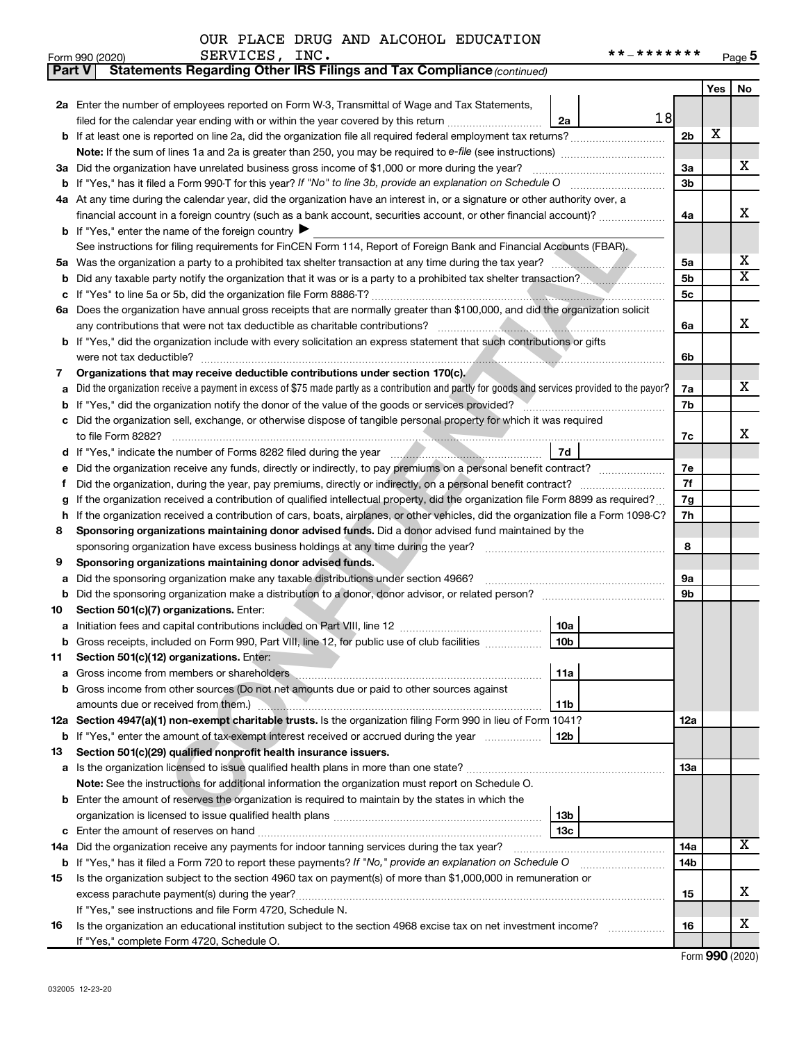OUR PLACE DRUG AND ALCOHOL EDUCATION SERVICES, INC.

**-*******

Form 990 (2020)

**Part V Statements Regarding Other IRS Filings and Tax Compliance** *(continued)*

| | | | | Yes | No |
|---|---|---|---|---|---|
| **2a** | Enter the number of employees reported on Form W-3, Transmittal of Wage and Tax Statements, filed for the calendar year ending with or within the year covered by this return | 2a | 18 | | |
| **b** | If at least one is reported on line 2a, did the organization file all required federal employment tax returns? | | 2b | X | |
| | **Note:** If the sum of lines 1a and 2a is greater than 250, you may be required to *e-file* (see instructions) | | | | |
| **3a** | Did the organization have unrelated business gross income of $1,000 or more during the year? | | 3a | | X |
| **b** | If "Yes," has it filed a Form 990-T for this year? *If "No" to line 3b, provide an explanation on Schedule O* | | 3b | | |
| **4a** | At any time during the calendar year, did the organization have an interest in, or a signature or other authority over, a financial account in a foreign country (such as a bank account, securities account, or other financial account)? | | 4a | | X |
| **b** | If "Yes," enter the name of the foreign country ▶ | | | | |
| | See instructions for filing requirements for FinCEN Form 114, Report of Foreign Bank and Financial Accounts (FBAR). | | | | |
| **5a** | Was the organization a party to a prohibited tax shelter transaction at any time during the tax year? | | 5a | | X |
| **b** | Did any taxable party notify the organization that it was or is a party to a prohibited tax shelter transaction? | | 5b | | X |
| **c** | If "Yes" to line 5a or 5b, did the organization file Form 8886-T? | | 5c | | |
| **6a** | Does the organization have annual gross receipts that are normally greater than $100,000, and did the organization solicit any contributions that were not tax deductible as charitable contributions? | | 6a | | X |
| **b** | If "Yes," did the organization include with every solicitation an express statement that such contributions or gifts were not tax deductible? | | 6b | | |
| **7** | **Organizations that may receive deductible contributions under section 170(c).** | | | | |
| **a** | Did the organization receive a payment in excess of $75 made partly as a contribution and partly for goods and services provided to the payor? | | 7a | | X |
| **b** | If "Yes," did the organization notify the donor of the value of the goods or services provided? | | 7b | | |
| **c** | Did the organization sell, exchange, or otherwise dispose of tangible personal property for which it was required to file Form 8282? | | 7c | | X |
| **d** | If "Yes," indicate the number of Forms 8282 filed during the year | 7d | | | |
| **e** | Did the organization receive any funds, directly or indirectly, to pay premiums on a personal benefit contract? | | 7e | | |
| **f** | Did the organization, during the year, pay premiums, directly or indirectly, on a personal benefit contract? | | 7f | | |
| **g** | If the organization received a contribution of qualified intellectual property, did the organization file Form 8899 as required? | | 7g | | |
| **h** | If the organization received a contribution of cars, boats, airplanes, or other vehicles, did the organization file a Form 1098-C? | | 7h | | |
| **8** | **Sponsoring organizations maintaining donor advised funds.** Did a donor advised fund maintained by the sponsoring organization have excess business holdings at any time during the year? | | 8 | | |
| **9** | **Sponsoring organizations maintaining donor advised funds.** | | | | |
| **a** | Did the sponsoring organization make any taxable distributions under section 4966? | | 9a | | |
| **b** | Did the sponsoring organization make a distribution to a donor, donor advisor, or related person? | | 9b | | |
| **10** | **Section 501(c)(7) organizations.** Enter: | | | | |
| **a** | Initiation fees and capital contributions included on Part VIII, line 12 | 10a | | | |
| **b** | Gross receipts, included on Form 990, Part VIII, line 12, for public use of club facilities | 10b | | | |
| **11** | **Section 501(c)(12) organizations.** Enter: | | | | |
| **a** | Gross income from members or shareholders | 11a | | | |
| **b** | Gross income from other sources (Do not net amounts due or paid to other sources against amounts due or received from them.) | 11b | | | |
| **12a** | **Section 4947(a)(1) non-exempt charitable trusts.** Is the organization filing Form 990 in lieu of Form 1041? | | 12a | | |
| **b** | If "Yes," enter the amount of tax-exempt interest received or accrued during the year | 12b | | | |
| **13** | **Section 501(c)(29) qualified nonprofit health insurance issuers.** | | | | |
| **a** | Is the organization licensed to issue qualified health plans in more than one state? | | 13a | | |
| | **Note:** See the instructions for additional information the organization must report on Schedule O. | | | | |
| **b** | Enter the amount of reserves the organization is required to maintain by the states in which the organization is licensed to issue qualified health plans | 13b | | | |
| **c** | Enter the amount of reserves on hand | 13c | | | |
| **14a** | Did the organization receive any payments for indoor tanning services during the tax year? | | 14a | | X |
| **b** | If "Yes," has it filed a Form 720 to report these payments? *If "No," provide an explanation on Schedule O* | | 14b | | |
| **15** | Is the organization subject to the section 4960 tax on payment(s) of more than $1,000,000 in remuneration or excess parachute payment(s) during the year? | | 15 | | X |
| | If "Yes," see instructions and file Form 4720, Schedule N. | | | | |
| **16** | Is the organization an educational institution subject to the section 4968 excise tax on net investment income? | | 16 | | X |
| | If "Yes," complete Form 4720, Schedule O. | | | | |

Form **990** (2020)

032005 12-23-20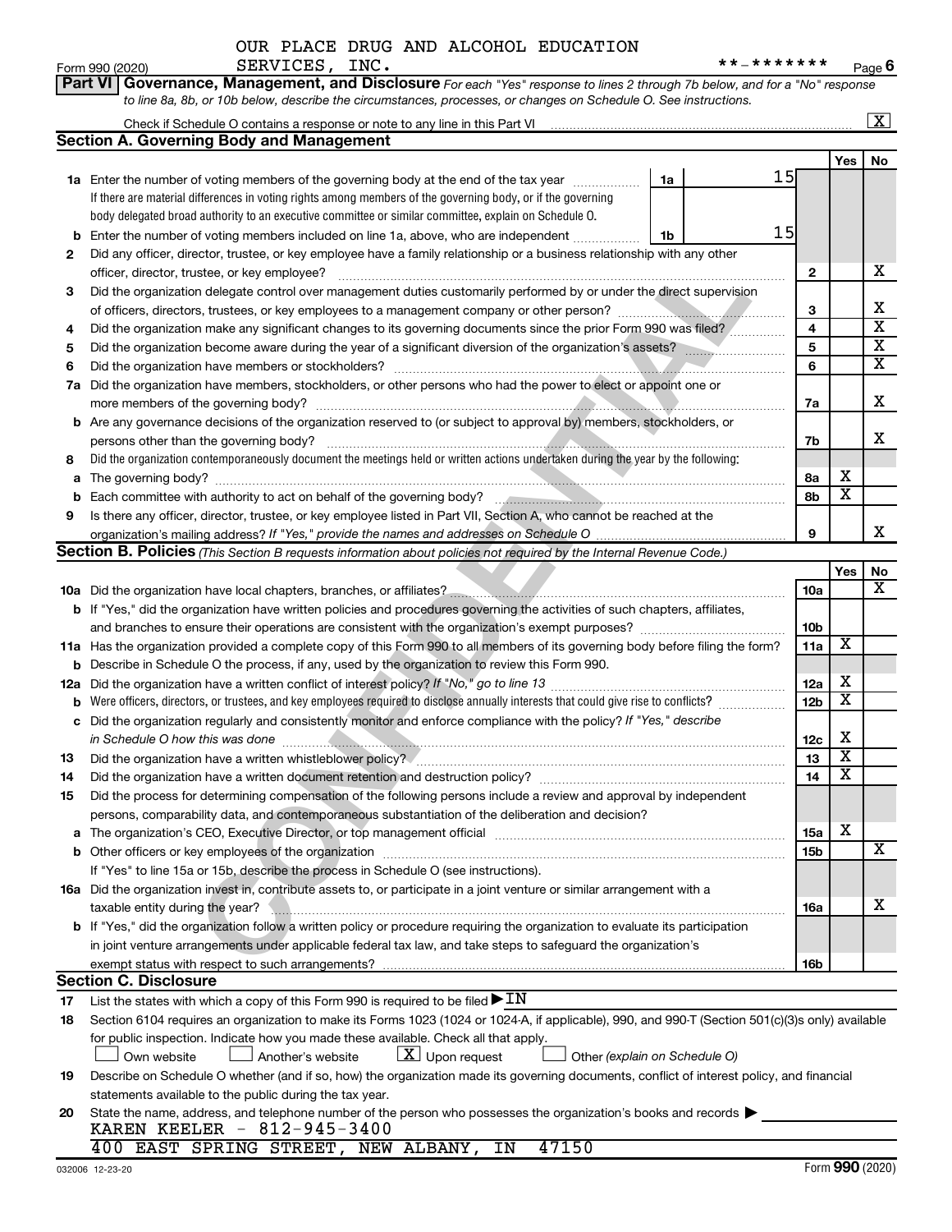OUR PLACE DRUG AND ALCOHOL EDUCATION SERVICES, INC. **-*******

Form 990 (2020) Page 6

## Part VI Governance, Management, and Disclosure

*For each "Yes" response to lines 2 through 7b below, and for a "No" response to line 8a, 8b, or 10b below, describe the circumstances, processes, or changes on Schedule O. See instructions.*

Check if Schedule O contains a response or note to any line in this Part VI ... [X]

### Section A. Governing Body and Management

| | | | Yes | No |
|---|---|---|---|---|
| **1a** | Enter the number of voting members of the governing body at the end of the tax year ... 1a: 15. If there are material differences in voting rights among members of the governing body, or if the governing body delegated broad authority to an executive committee or similar committee, explain on Schedule O. | | | |
| **b** | Enter the number of voting members included on line 1a, above, who are independent ... 1b: 15 | | | |
| **2** | Did any officer, director, trustee, or key employee have a family relationship or a business relationship with any other officer, director, trustee, or key employee? | 2 | | X |
| **3** | Did the organization delegate control over management duties customarily performed by or under the direct supervision of officers, directors, trustees, or key employees to a management company or other person? | 3 | | X |
| **4** | Did the organization make any significant changes to its governing documents since the prior Form 990 was filed? | 4 | | X |
| **5** | Did the organization become aware during the year of a significant diversion of the organization's assets? | 5 | | X |
| **6** | Did the organization have members or stockholders? | 6 | | X |
| **7a** | Did the organization have members, stockholders, or other persons who had the power to elect or appoint one or more members of the governing body? | 7a | | X |
| **b** | Are any governance decisions of the organization reserved to (or subject to approval by) members, stockholders, or persons other than the governing body? | 7b | | X |
| **8** | Did the organization contemporaneously document the meetings held or written actions undertaken during the year by the following: | | | |
| **a** | The governing body? | 8a | X | |
| **b** | Each committee with authority to act on behalf of the governing body? | 8b | X | |
| **9** | Is there any officer, director, trustee, or key employee listed in Part VII, Section A, who cannot be reached at the organization's mailing address? *If "Yes," provide the names and addresses on Schedule O* | 9 | | X |

### Section B. Policies *(This Section B requests information about policies not required by the Internal Revenue Code.)*

| | | | Yes | No |
|---|---|---|---|---|
| **10a** | Did the organization have local chapters, branches, or affiliates? | 10a | | X |
| **b** | If "Yes," did the organization have written policies and procedures governing the activities of such chapters, affiliates, and branches to ensure their operations are consistent with the organization's exempt purposes? | 10b | | |
| **11a** | Has the organization provided a complete copy of this Form 990 to all members of its governing body before filing the form? | 11a | X | |
| **b** | Describe in Schedule O the process, if any, used by the organization to review this Form 990. | | | |
| **12a** | Did the organization have a written conflict of interest policy? *If "No," go to line 13* | 12a | X | |
| **b** | Were officers, directors, or trustees, and key employees required to disclose annually interests that could give rise to conflicts? | 12b | X | |
| **c** | Did the organization regularly and consistently monitor and enforce compliance with the policy? *If "Yes," describe in Schedule O how this was done* | 12c | X | |
| **13** | Did the organization have a written whistleblower policy? | 13 | X | |
| **14** | Did the organization have a written document retention and destruction policy? | 14 | X | |
| **15** | Did the process for determining compensation of the following persons include a review and approval by independent persons, comparability data, and contemporaneous substantiation of the deliberation and decision? | | | |
| **a** | The organization's CEO, Executive Director, or top management official | 15a | X | |
| **b** | Other officers or key employees of the organization | 15b | | X |
| | If "Yes" to line 15a or 15b, describe the process in Schedule O (see instructions). | | | |
| **16a** | Did the organization invest in, contribute assets to, or participate in a joint venture or similar arrangement with a taxable entity during the year? | 16a | | X |
| **b** | If "Yes," did the organization follow a written policy or procedure requiring the organization to evaluate its participation in joint venture arrangements under applicable federal tax law, and take steps to safeguard the organization's exempt status with respect to such arrangements? | 16b | | |

### Section C. Disclosure

**17** List the states with which a copy of this Form 990 is required to be filed ▶ IN

**18** Section 6104 requires an organization to make its Forms 1023 (1024 or 1024-A, if applicable), 990, and 990-T (Section 501(c)(3)s only) available for public inspection. Indicate how you made these available. Check all that apply.

☐ Own website ☐ Another's website ☒ Upon request ☐ Other *(explain on Schedule O)*

**19** Describe on Schedule O whether (and if so, how) the organization made its governing documents, conflict of interest policy, and financial statements available to the public during the tax year.

**20** State the name, address, and telephone number of the person who possesses the organization's books and records ▶

KAREN KEELER - 812-945-3400

400 EAST SPRING STREET, NEW ALBANY, IN 47150

032006 12-23-20 Form **990** (2020)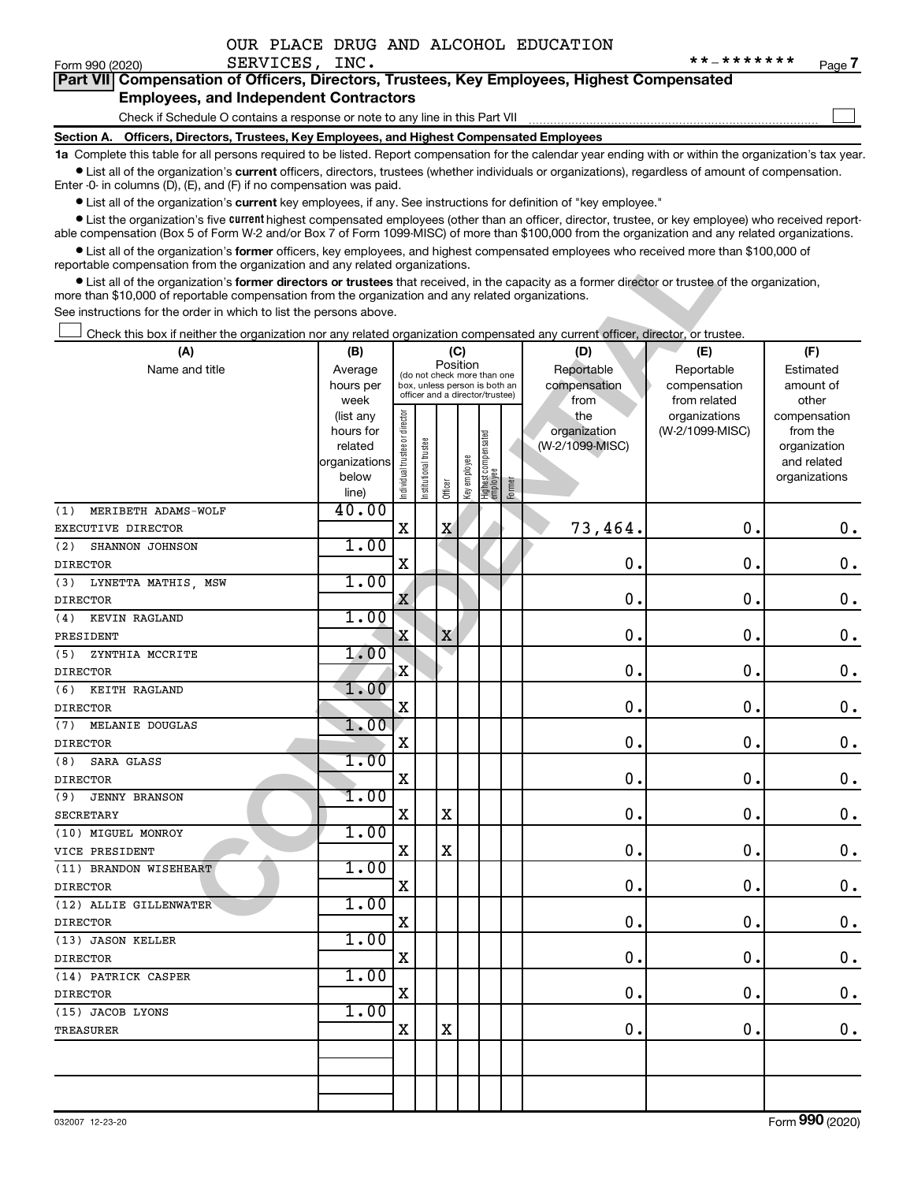OUR PLACE DRUG AND ALCOHOL EDUCATION SERVICES, INC. **-*******

Form 990 (2020)

## Part VII Compensation of Officers, Directors, Trustees, Key Employees, Highest Compensated Employees, and Independent Contractors

Check if Schedule O contains a response or note to any line in this Part VII ☐

### Section A. Officers, Directors, Trustees, Key Employees, and Highest Compensated Employees

**1a** Complete this table for all persons required to be listed. Report compensation for the calendar year ending with or within the organization's tax year.

- List all of the organization's **current** officers, directors, trustees (whether individuals or organizations), regardless of amount of compensation. Enter -0- in columns (D), (E), and (F) if no compensation was paid.
- List all of the organization's **current** key employees, if any. See instructions for definition of "key employee."
- List the organization's five **current** highest compensated employees (other than an officer, director, trustee, or key employee) who received reportable compensation (Box 5 of Form W-2 and/or Box 7 of Form 1099-MISC) of more than $100,000 from the organization and any related organizations.
- List all of the organization's **former** officers, key employees, and highest compensated employees who received more than $100,000 of reportable compensation from the organization and any related organizations.
- List all of the organization's **former directors or trustees** that received, in the capacity as a former director or trustee of the organization, more than $10,000 of reportable compensation from the organization and any related organizations.

See instructions for the order in which to list the persons above.

☐ Check this box if neither the organization nor any related organization compensated any current officer, director, or trustee.

| (A) Name and title | (B) Average hours per week (list any hours for related organizations below line) | (C) Position: Individual trustee or director | Institutional trustee | Officer | Key employee | Highest compensated employee | Former | (D) Reportable compensation from the organization (W-2/1099-MISC) | (E) Reportable compensation from related organizations (W-2/1099-MISC) | (F) Estimated amount of other compensation from the organization and related organizations |
|---|---|---|---|---|---|---|---|---|---|---|
| (1) MERIBETH ADAMS-WOLF EXECUTIVE DIRECTOR | 40.00 | X | | X | | | | 73,464. | 0. | 0. |
| (2) SHANNON JOHNSON DIRECTOR | 1.00 | X | | | | | | 0. | 0. | 0. |
| (3) LYNETTA MATHIS, MSW DIRECTOR | 1.00 | X | | | | | | 0. | 0. | 0. |
| (4) KEVIN RAGLAND PRESIDENT | 1.00 | X | | X | | | | 0. | 0. | 0. |
| (5) ZYNTHIA MCCRITE DIRECTOR | 1.00 | X | | | | | | 0. | 0. | 0. |
| (6) KEITH RAGLAND DIRECTOR | 1.00 | X | | | | | | 0. | 0. | 0. |
| (7) MELANIE DOUGLAS DIRECTOR | 1.00 | X | | | | | | 0. | 0. | 0. |
| (8) SARA GLASS DIRECTOR | 1.00 | X | | | | | | 0. | 0. | 0. |
| (9) JENNY BRANSON SECRETARY | 1.00 | X | | X | | | | 0. | 0. | 0. |
| (10) MIGUEL MONROY VICE PRESIDENT | 1.00 | X | | X | | | | 0. | 0. | 0. |
| (11) BRANDON WISEHEART DIRECTOR | 1.00 | X | | | | | | 0. | 0. | 0. |
| (12) ALLIE GILLENWATER DIRECTOR | 1.00 | X | | | | | | 0. | 0. | 0. |
| (13) JASON KELLER DIRECTOR | 1.00 | X | | | | | | 0. | 0. | 0. |
| (14) PATRICK CASPER DIRECTOR | 1.00 | X | | | | | | 0. | 0. | 0. |
| (15) JACOB LYONS TREASURER | 1.00 | X | | X | | | | 0. | 0. | 0. |

032007 12-23-20

Form **990** (2020)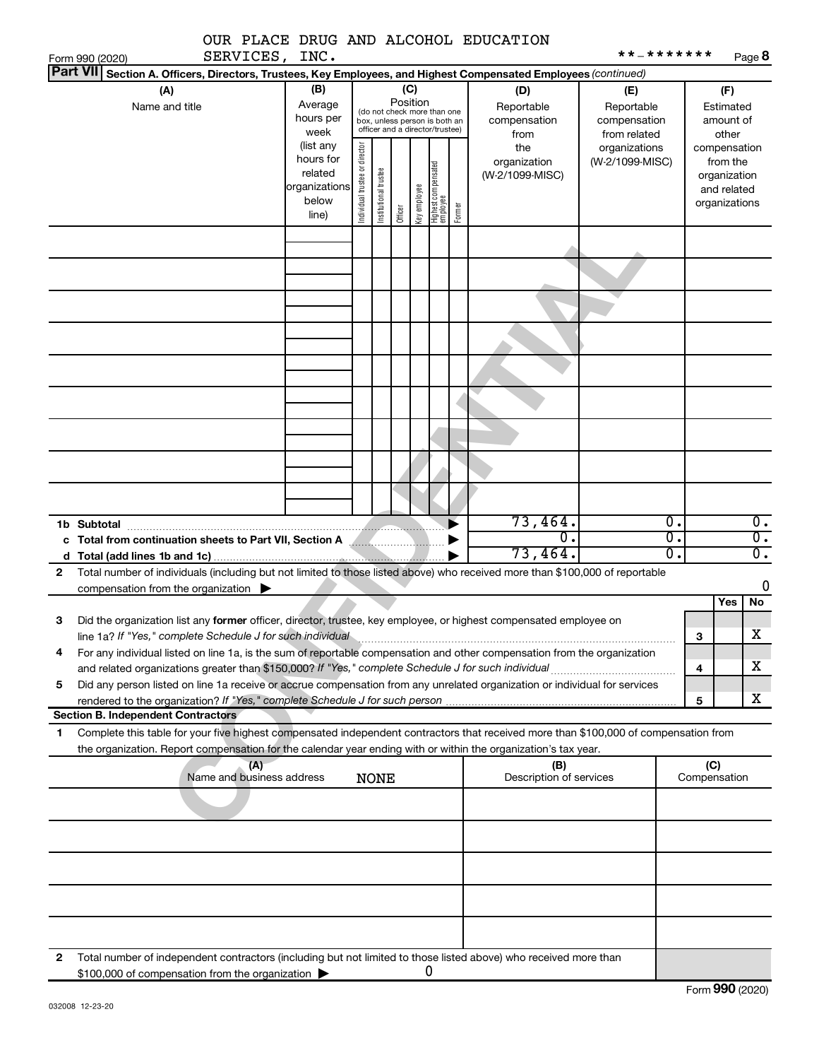OUR PLACE DRUG AND ALCOHOL EDUCATION SERVICES, INC.

Form 990 (2020) **-*******

**Part VII Section A. Officers, Directors, Trustees, Key Employees, and Highest Compensated Employees** *(continued)*

| (A) Name and title | (B) Average hours per week (list any hours for related organizations below line) | (C) Position (do not check more than one box, unless person is both an officer and a director/trustee) Individual trustee or director | Institutional trustee | Officer | Key employee | Highest compensated employee | Former | (D) Reportable compensation from the organization (W-2/1099-MISC) | (E) Reportable compensation from related organizations (W-2/1099-MISC) | (F) Estimated amount of other compensation from the organization and related organizations |
|---|---|---|---|---|---|---|---|---|---|---|
| | | | | | | | | | | |
| | | | | | | | | | | |
| | | | | | | | | | | |
| | | | | | | | | | | |
| | | | | | | | | | | |
| | | | | | | | | | | |
| | | | | | | | | | | |
| | | | | | | | | | | |
| | | | | | | | | | | |
| **1b Subtotal** | | | | | | | | 73,464. | 0. | 0. |
| **c Total from continuation sheets to Part VII, Section A** | | | | | | | | 0. | 0. | 0. |
| **d Total (add lines 1b and 1c)** | | | | | | | | 73,464. | 0. | 0. |

**2** Total number of individuals (including but not limited to those listed above) who received more than $100,000 of reportable compensation from the organization ▶ 0

| | | | Yes | No |
|---|---|---|---|---|
| **3** | Did the organization list any **former** officer, director, trustee, key employee, or highest compensated employee on line 1a? *If "Yes," complete Schedule J for such individual* | 3 | | X |
| **4** | For any individual listed on line 1a, is the sum of reportable compensation and other compensation from the organization and related organizations greater than $150,000? *If "Yes," complete Schedule J for such individual* | 4 | | X |
| **5** | Did any person listed on line 1a receive or accrue compensation from any unrelated organization or individual for services rendered to the organization? *If "Yes," complete Schedule J for such person* | 5 | | X |

**Section B. Independent Contractors**

**1** Complete this table for your five highest compensated independent contractors that received more than $100,000 of compensation from the organization. Report compensation for the calendar year ending with or within the organization's tax year.

| (A) Name and business address | (B) Description of services | (C) Compensation |
|---|---|---|
| NONE | | |
| | | |
| | | |
| | | |
| | | |
| | | |

**2** Total number of independent contractors (including but not limited to those listed above) who received more than $100,000 of compensation from the organization ▶ 0

Form **990** (2020)

032008 12-23-20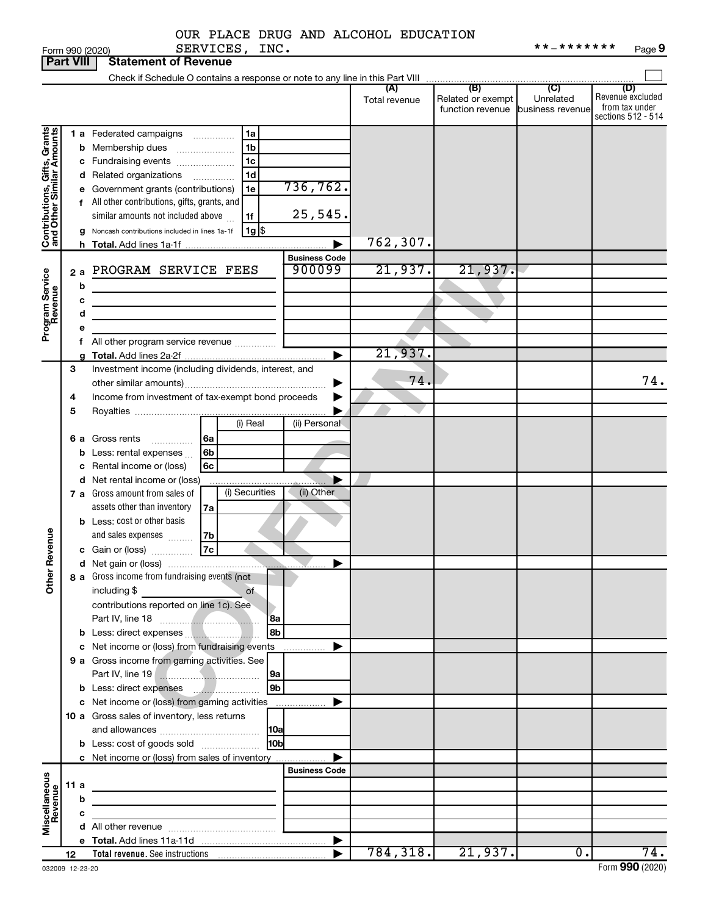OUR PLACE DRUG AND ALCOHOL EDUCATION SERVICES, INC.

**-*******

Form 990 (2020) Page 9

**Part VIII | Statement of Revenue**

Check if Schedule O contains a response or note to any line in this Part VIII

| | | | (A) Total revenue | (B) Related or exempt function revenue | (C) Unrelated business revenue | (D) Revenue excluded from tax under sections 512 - 514 |
|---|---|---|---|---|---|---|
| **Contributions, Gifts, Grants and Other Similar Amounts** | 1a Federated campaigns | 1a | | | | |
| | b Membership dues | 1b | | | | |
| | c Fundraising events | 1c | | | | |
| | d Related organizations | 1d | | | | |
| | e Government grants (contributions) | 1e 736,762. | | | | |
| | f All other contributions, gifts, grants, and similar amounts not included above | 1f 25,545. | | | | |
| | g Noncash contributions included in lines 1a-1f | 1g $ | | | | |
| | h Total. Add lines 1a-1f | | 762,307. | | | |
| **Program Service Revenue** | | **Business Code** | | | | |
| | 2a PROGRAM SERVICE FEES | 900099 | 21,937. | 21,937. | | |
| | b | | | | | |
| | c | | | | | |
| | d | | | | | |
| | e | | | | | |
| | f All other program service revenue | | | | | |
| | g Total. Add lines 2a-2f | | 21,937. | | | |
| **Other Revenue** | 3 Investment income (including dividends, interest, and other similar amounts) | | 74. | | | 74. |
| | 4 Income from investment of tax-exempt bond proceeds | | | | | |
| | 5 Royalties | | | | | |
| | | (i) Real / (ii) Personal | | | | |
| | 6a Gross rents | 6a | | | | |
| | b Less: rental expenses | 6b | | | | |
| | c Rental income or (loss) | 6c | | | | |
| | d Net rental income or (loss) | | | | | |
| | | (i) Securities / (ii) Other | | | | |
| | 7a Gross amount from sales of assets other than inventory | 7a | | | | |
| | b Less: cost or other basis and sales expenses | 7b | | | | |
| | c Gain or (loss) | 7c | | | | |
| | d Net gain or (loss) | | | | | |
| | 8a Gross income from fundraising events (not including $ of contributions reported on line 1c). See Part IV, line 18 | 8a | | | | |
| | b Less: direct expenses | 8b | | | | |
| | c Net income or (loss) from fundraising events | | | | | |
| | 9a Gross income from gaming activities. See Part IV, line 19 | 9a | | | | |
| | b Less: direct expenses | 9b | | | | |
| | c Net income or (loss) from gaming activities | | | | | |
| | 10a Gross sales of inventory, less returns and allowances | 10a | | | | |
| | b Less: cost of goods sold | 10b | | | | |
| | c Net income or (loss) from sales of inventory | | | | | |
| **Miscellaneous Revenue** | | **Business Code** | | | | |
| | 11a | | | | | |
| | b | | | | | |
| | c | | | | | |
| | d All other revenue | | | | | |
| | e Total. Add lines 11a-11d | | | | | |
| | 12 **Total revenue.** See instructions | | 784,318. | 21,937. | 0. | 74. |

032009 12-23-20

Form **990** (2020)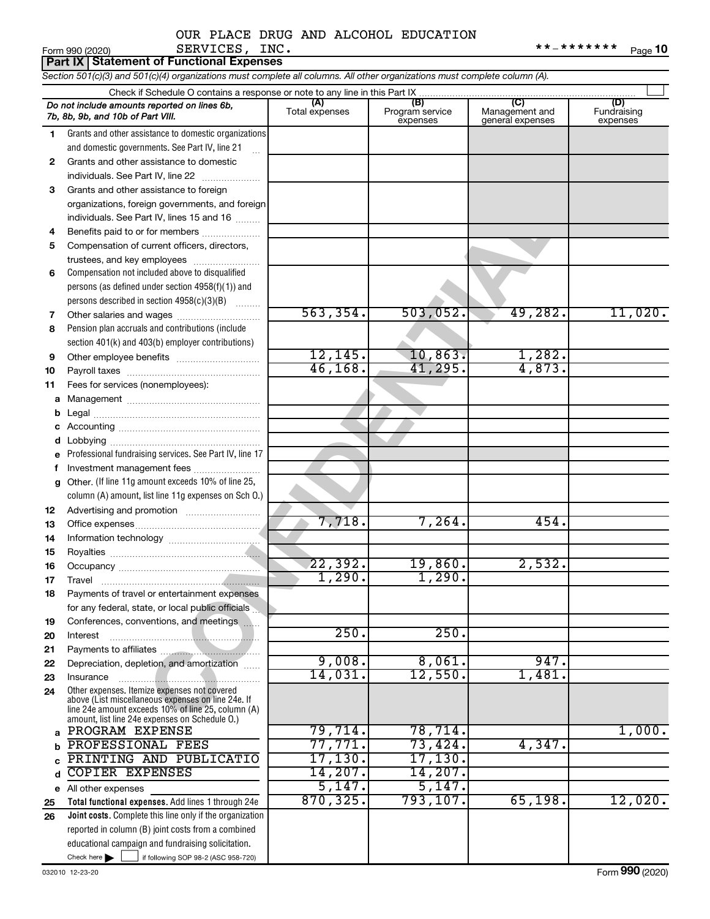OUR PLACE DRUG AND ALCOHOL EDUCATION SERVICES, INC. **-*******

Form 990 (2020)

## Part IX Statement of Functional Expenses

*Section 501(c)(3) and 501(c)(4) organizations must complete all columns. All other organizations must complete column (A).*

Check if Schedule O contains a response or note to any line in this Part IX

| *Do not include amounts reported on lines 6b, 7b, 8b, 9b, and 10b of Part VIII.* | (A) Total expenses | (B) Program service expenses | (C) Management and general expenses | (D) Fundraising expenses |
|---|---|---|---|---|
| 1 Grants and other assistance to domestic organizations and domestic governments. See Part IV, line 21 | | | | |
| 2 Grants and other assistance to domestic individuals. See Part IV, line 22 | | | | |
| 3 Grants and other assistance to foreign organizations, foreign governments, and foreign individuals. See Part IV, lines 15 and 16 | | | | |
| 4 Benefits paid to or for members | | | | |
| 5 Compensation of current officers, directors, trustees, and key employees | | | | |
| 6 Compensation not included above to disqualified persons (as defined under section 4958(f)(1)) and persons described in section 4958(c)(3)(B) | | | | |
| 7 Other salaries and wages | 563,354. | 503,052. | 49,282. | 11,020. |
| 8 Pension plan accruals and contributions (include section 401(k) and 403(b) employer contributions) | | | | |
| 9 Other employee benefits | 12,145. | 10,863. | 1,282. | |
| 10 Payroll taxes | 46,168. | 41,295. | 4,873. | |
| 11 Fees for services (nonemployees): | | | | |
| a Management | | | | |
| b Legal | | | | |
| c Accounting | | | | |
| d Lobbying | | | | |
| e Professional fundraising services. See Part IV, line 17 | | | | |
| f Investment management fees | | | | |
| g Other. (If line 11g amount exceeds 10% of line 25, column (A) amount, list line 11g expenses on Sch O.) | | | | |
| 12 Advertising and promotion | | | | |
| 13 Office expenses | 7,718. | 7,264. | 454. | |
| 14 Information technology | | | | |
| 15 Royalties | | | | |
| 16 Occupancy | 22,392. | 19,860. | 2,532. | |
| 17 Travel | 1,290. | 1,290. | | |
| 18 Payments of travel or entertainment expenses for any federal, state, or local public officials | | | | |
| 19 Conferences, conventions, and meetings | | | | |
| 20 Interest | 250. | 250. | | |
| 21 Payments to affiliates | | | | |
| 22 Depreciation, depletion, and amortization | 9,008. | 8,061. | 947. | |
| 23 Insurance | 14,031. | 12,550. | 1,481. | |
| 24 Other expenses. Itemize expenses not covered above (List miscellaneous expenses on line 24e. If line 24e amount exceeds 10% of line 25, column (A) amount, list line 24e expenses on Schedule O.) | | | | |
| a PROGRAM EXPENSE | 79,714. | 78,714. | | 1,000. |
| b PROFESSIONAL FEES | 77,771. | 73,424. | 4,347. | |
| c PRINTING AND PUBLICATIO | 17,130. | 17,130. | | |
| d COPIER EXPENSES | 14,207. | 14,207. | | |
| e All other expenses | 5,147. | 5,147. | | |
| 25 **Total functional expenses.** Add lines 1 through 24e | 870,325. | 793,107. | 65,198. | 12,020. |
| 26 **Joint costs.** Complete this line only if the organization reported in column (B) joint costs from a combined educational campaign and fundraising solicitation. Check here ☐ if following SOP 98-2 (ASC 958-720) | | | | |

032010 12-23-20

Form **990** (2020)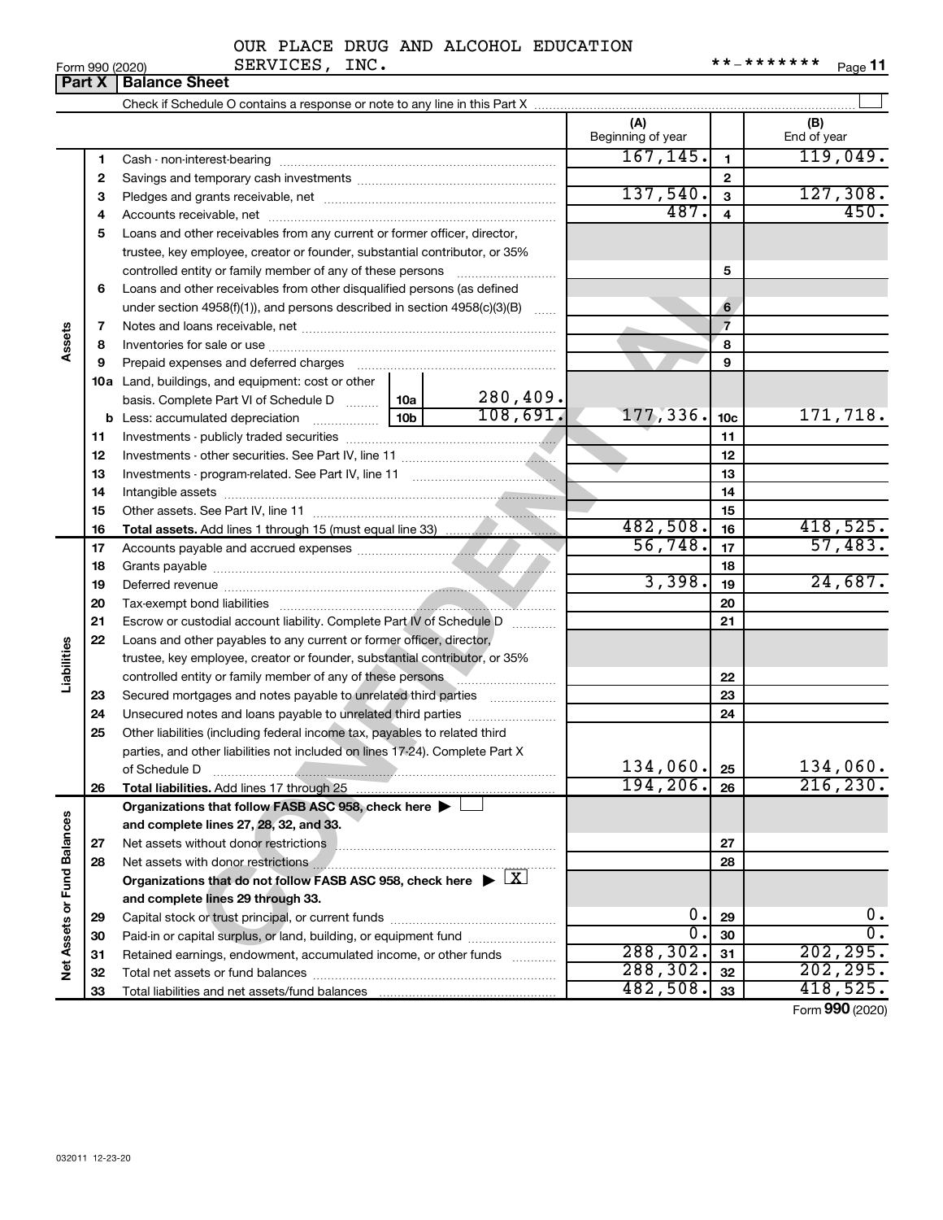OUR PLACE DRUG AND ALCOHOL EDUCATION SERVICES, INC. **-*******

Form 990 (2020)

## Part X | Balance Sheet

Check if Schedule O contains a response or note to any line in this Part X ☐

| | | | | (A) Beginning of year | | (B) End of year |
|---|---|---|---|---|---|---|
| **Assets** | 1 | Cash - non-interest-bearing | | 167,145. | 1 | 119,049. |
| | 2 | Savings and temporary cash investments | | | 2 | |
| | 3 | Pledges and grants receivable, net | | 137,540. | 3 | 127,308. |
| | 4 | Accounts receivable, net | | 487. | 4 | 450. |
| | 5 | Loans and other receivables from any current or former officer, director, trustee, key employee, creator or founder, substantial contributor, or 35% controlled entity or family member of any of these persons | | | 5 | |
| | 6 | Loans and other receivables from other disqualified persons (as defined under section 4958(f)(1)), and persons described in section 4958(c)(3)(B) | | | 6 | |
| | 7 | Notes and loans receivable, net | | | 7 | |
| | 8 | Inventories for sale or use | | | 8 | |
| | 9 | Prepaid expenses and deferred charges | | | 9 | |
| | 10a | Land, buildings, and equipment: cost or other basis. Complete Part VI of Schedule D | 10a 280,409. | | | |
| | b | Less: accumulated depreciation | 10b 108,691. | 177,336. | 10c | 171,718. |
| | 11 | Investments - publicly traded securities | | | 11 | |
| | 12 | Investments - other securities. See Part IV, line 11 | | | 12 | |
| | 13 | Investments - program-related. See Part IV, line 11 | | | 13 | |
| | 14 | Intangible assets | | | 14 | |
| | 15 | Other assets. See Part IV, line 11 | | | 15 | |
| | 16 | **Total assets.** Add lines 1 through 15 (must equal line 33) | | 482,508. | 16 | 418,525. |
| **Liabilities** | 17 | Accounts payable and accrued expenses | | 56,748. | 17 | 57,483. |
| | 18 | Grants payable | | | 18 | |
| | 19 | Deferred revenue | | 3,398. | 19 | 24,687. |
| | 20 | Tax-exempt bond liabilities | | | 20 | |
| | 21 | Escrow or custodial account liability. Complete Part IV of Schedule D | | | 21 | |
| | 22 | Loans and other payables to any current or former officer, director, trustee, key employee, creator or founder, substantial contributor, or 35% controlled entity or family member of any of these persons | | | 22 | |
| | 23 | Secured mortgages and notes payable to unrelated third parties | | | 23 | |
| | 24 | Unsecured notes and loans payable to unrelated third parties | | | 24 | |
| | 25 | Other liabilities (including federal income tax, payables to related third parties, and other liabilities not included on lines 17-24). Complete Part X of Schedule D | | 134,060. | 25 | 134,060. |
| | 26 | **Total liabilities.** Add lines 17 through 25 | | 194,206. | 26 | 216,230. |
| **Net Assets or Fund Balances** | | **Organizations that follow FASB ASC 958, check here ▶ ☐ and complete lines 27, 28, 32, and 33.** | | | | |
| | 27 | Net assets without donor restrictions | | | 27 | |
| | 28 | Net assets with donor restrictions | | | 28 | |
| | | **Organizations that do not follow FASB ASC 958, check here ▶ ☒ and complete lines 29 through 33.** | | | | |
| | 29 | Capital stock or trust principal, or current funds | | 0. | 29 | 0. |
| | 30 | Paid-in or capital surplus, or land, building, or equipment fund | | 0. | 30 | 0. |
| | 31 | Retained earnings, endowment, accumulated income, or other funds | | 288,302. | 31 | 202,295. |
| | 32 | Total net assets or fund balances | | 288,302. | 32 | 202,295. |
| | 33 | Total liabilities and net assets/fund balances | | 482,508. | 33 | 418,525. |

Form **990** (2020)

032011 12-23-20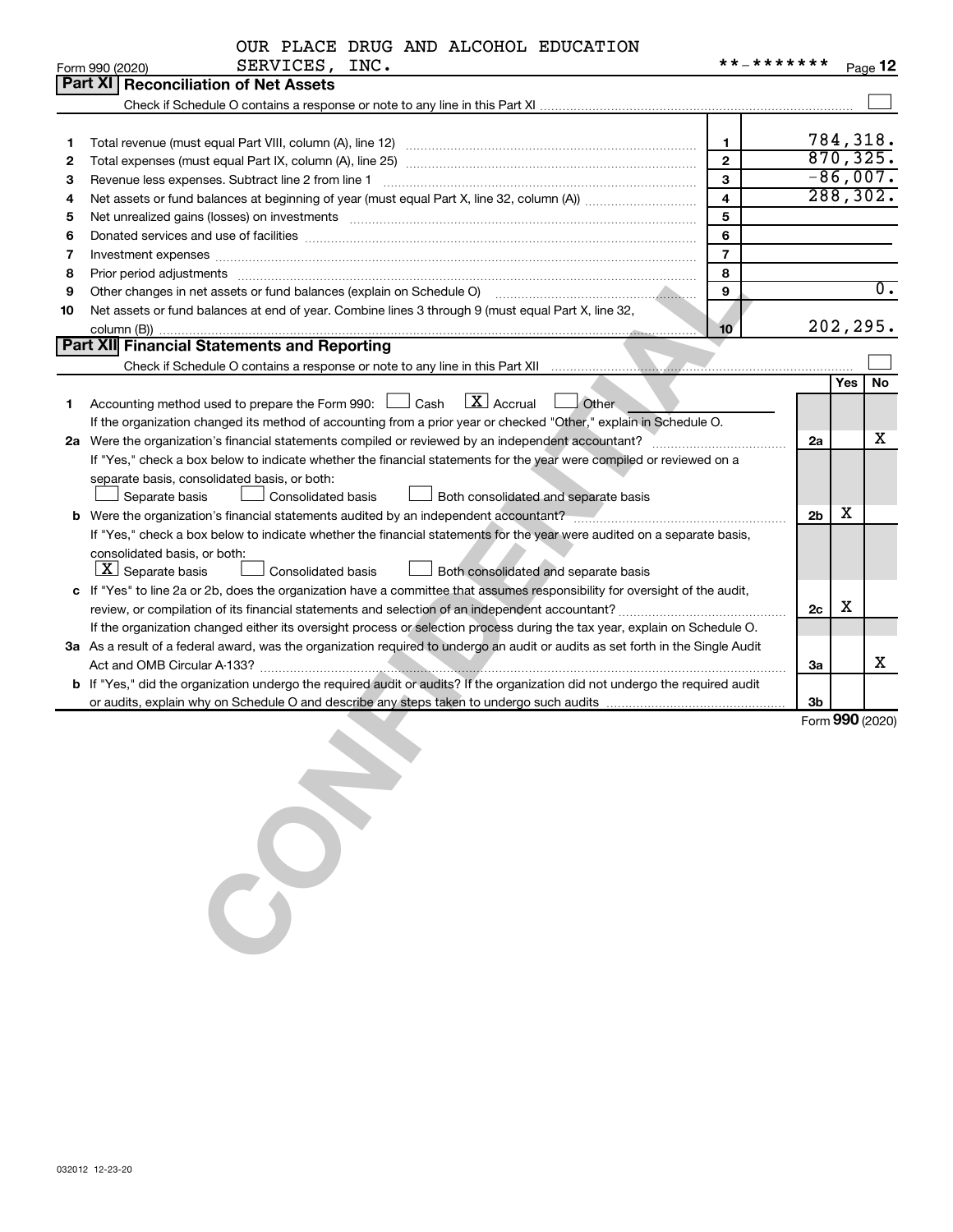OUR PLACE DRUG AND ALCOHOL EDUCATION SERVICES, INC. **-*******

Form 990 (2020)

## Part XI Reconciliation of Net Assets

Check if Schedule O contains a response or note to any line in this Part XI ☐

| | | | |
|---|---|---|---|
| 1 | Total revenue (must equal Part VIII, column (A), line 12) | 1 | 784,318. |
| 2 | Total expenses (must equal Part IX, column (A), line 25) | 2 | 870,325. |
| 3 | Revenue less expenses. Subtract line 2 from line 1 | 3 | -86,007. |
| 4 | Net assets or fund balances at beginning of year (must equal Part X, line 32, column (A)) | 4 | 288,302. |
| 5 | Net unrealized gains (losses) on investments | 5 | |
| 6 | Donated services and use of facilities | 6 | |
| 7 | Investment expenses | 7 | |
| 8 | Prior period adjustments | 8 | |
| 9 | Other changes in net assets or fund balances (explain on Schedule O) | 9 | 0. |
| 10 | Net assets or fund balances at end of year. Combine lines 3 through 9 (must equal Part X, line 32, column (B)) | 10 | 202,295. |

## Part XII Financial Statements and Reporting

Check if Schedule O contains a response or note to any line in this Part XII ☐

| | | | Yes | No |
|---|---|---|---|---|
| 1 | Accounting method used to prepare the Form 990: ☐ Cash ☒ Accrual ☐ Other | | | |
| | If the organization changed its method of accounting from a prior year or checked "Other," explain in Schedule O. | | | |
| 2a | Were the organization's financial statements compiled or reviewed by an independent accountant? | 2a | | X |
| | If "Yes," check a box below to indicate whether the financial statements for the year were compiled or reviewed on a separate basis, consolidated basis, or both: ☐ Separate basis ☐ Consolidated basis ☐ Both consolidated and separate basis | | | |
| b | Were the organization's financial statements audited by an independent accountant? | 2b | X | |
| | If "Yes," check a box below to indicate whether the financial statements for the year were audited on a separate basis, consolidated basis, or both: ☒ Separate basis ☐ Consolidated basis ☐ Both consolidated and separate basis | | | |
| c | If "Yes" to line 2a or 2b, does the organization have a committee that assumes responsibility for oversight of the audit, review, or compilation of its financial statements and selection of an independent accountant? | 2c | X | |
| | If the organization changed either its oversight process or selection process during the tax year, explain on Schedule O. | | | |
| 3a | As a result of a federal award, was the organization required to undergo an audit or audits as set forth in the Single Audit Act and OMB Circular A-133? | 3a | | X |
| b | If "Yes," did the organization undergo the required audit or audits? If the organization did not undergo the required audit or audits, explain why on Schedule O and describe any steps taken to undergo such audits | 3b | | |

Form 990 (2020)

032012 12-23-20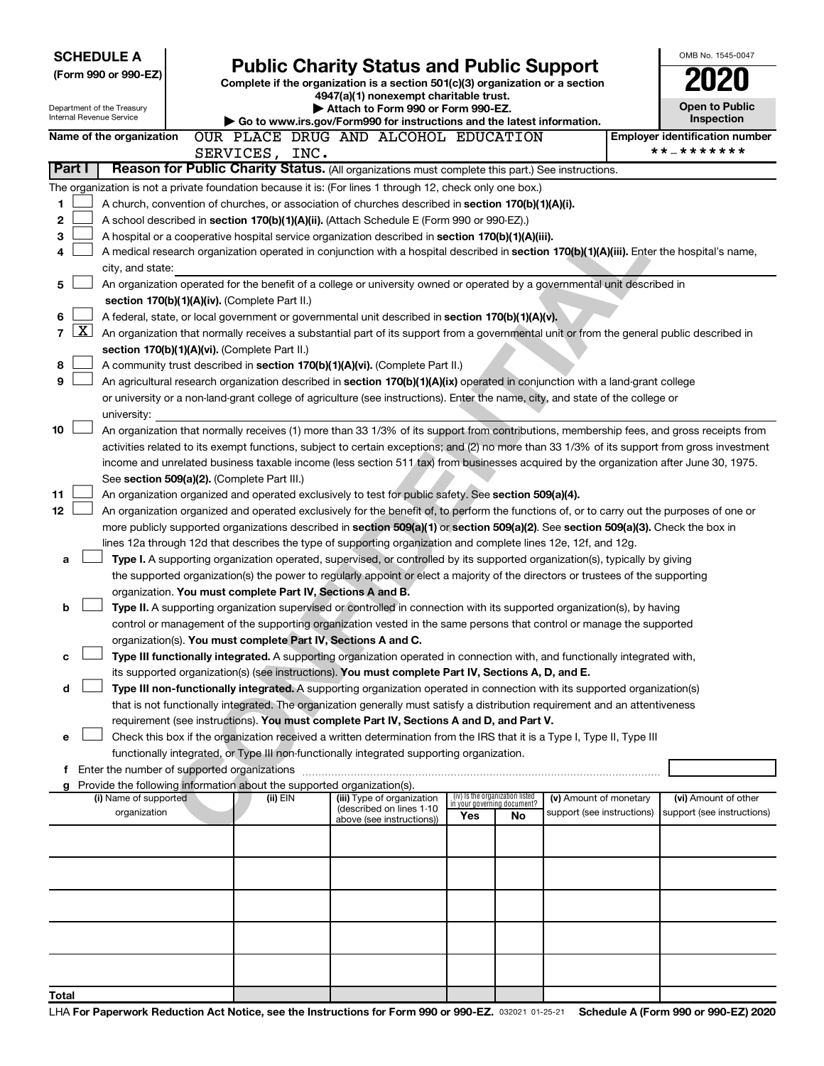**SCHEDULE A**
**(Form 990 or 990-EZ)**

Department of the Treasury
Internal Revenue Service

# Public Charity Status and Public Support

**Complete if the organization is a section 501(c)(3) organization or a section 4947(a)(1) nonexempt charitable trust.**
**▶ Attach to Form 990 or Form 990-EZ.**
**▶ Go to www.irs.gov/Form990 for instructions and the latest information.**

OMB No. 1545-0047
**2020**
**Open to Public Inspection**

**Name of the organization** OUR PLACE DRUG AND ALCOHOL EDUCATION SERVICES, INC.
**Employer identification number** **-*******

**Part I** **Reason for Public Charity Status.** (All organizations must complete this part.) See instructions.

The organization is not a private foundation because it is: (For lines 1 through 12, check only one box.)

1 ☐ A church, convention of churches, or association of churches described in **section 170(b)(1)(A)(i).**

2 ☐ A school described in **section 170(b)(1)(A)(ii).** (Attach Schedule E (Form 990 or 990-EZ).)

3 ☐ A hospital or a cooperative hospital service organization described in **section 170(b)(1)(A)(iii).**

4 ☐ A medical research organization operated in conjunction with a hospital described in **section 170(b)(1)(A)(iii).** Enter the hospital's name, city, and state: ____________

5 ☐ An organization operated for the benefit of a college or university owned or operated by a governmental unit described in **section 170(b)(1)(A)(iv).** (Complete Part II.)

6 ☐ A federal, state, or local government or governmental unit described in **section 170(b)(1)(A)(v).**

7 ☒ An organization that normally receives a substantial part of its support from a governmental unit or from the general public described in **section 170(b)(1)(A)(vi).** (Complete Part II.)

8 ☐ A community trust described in **section 170(b)(1)(A)(vi).** (Complete Part II.)

9 ☐ An agricultural research organization described in **section 170(b)(1)(A)(ix)** operated in conjunction with a land-grant college or university or a non-land-grant college of agriculture (see instructions). Enter the name, city, and state of the college or university: ____________

10 ☐ An organization that normally receives (1) more than 33 1/3% of its support from contributions, membership fees, and gross receipts from activities related to its exempt functions, subject to certain exceptions; and (2) no more than 33 1/3% of its support from gross investment income and unrelated business taxable income (less section 511 tax) from businesses acquired by the organization after June 30, 1975. See **section 509(a)(2).** (Complete Part III.)

11 ☐ An organization organized and operated exclusively to test for public safety. See **section 509(a)(4).**

12 ☐ An organization organized and operated exclusively for the benefit of, to perform the functions of, or to carry out the purposes of one or more publicly supported organizations described in **section 509(a)(1)** or **section 509(a)(2)**. See **section 509(a)(3).** Check the box in lines 12a through 12d that describes the type of supporting organization and complete lines 12e, 12f, and 12g.

a ☐ **Type I.** A supporting organization operated, supervised, or controlled by its supported organization(s), typically by giving the supported organization(s) the power to regularly appoint or elect a majority of the directors or trustees of the supporting organization. **You must complete Part IV, Sections A and B.**

b ☐ **Type II.** A supporting organization supervised or controlled in connection with its supported organization(s), by having control or management of the supporting organization vested in the same persons that control or manage the supported organization(s). **You must complete Part IV, Sections A and C.**

c ☐ **Type III functionally integrated.** A supporting organization operated in connection with, and functionally integrated with, its supported organization(s) (see instructions). **You must complete Part IV, Sections A, D, and E.**

d ☐ **Type III non-functionally integrated.** A supporting organization operated in connection with its supported organization(s) that is not functionally integrated. The organization generally must satisfy a distribution requirement and an attentiveness requirement (see instructions). **You must complete Part IV, Sections A and D, and Part V.**

e ☐ Check this box if the organization received a written determination from the IRS that it is a Type I, Type II, Type III functionally integrated, or Type III non-functionally integrated supporting organization.

f Enter the number of supported organizations ____________

g Provide the following information about the supported organization(s).

| (i) Name of supported organization | (ii) EIN | (iii) Type of organization (described on lines 1-10 above (see instructions)) | (iv) Is the organization listed in your governing document? Yes | No | (v) Amount of monetary support (see instructions) | (vi) Amount of other support (see instructions) |
|---|---|---|---|---|---|---|
| | | | | | | |
| | | | | | | |
| | | | | | | |
| | | | | | | |
| | | | | | | |
| **Total** | | | | | | |

LHA **For Paperwork Reduction Act Notice, see the Instructions for Form 990 or 990-EZ.** 032021 01-25-21 **Schedule A (Form 990 or 990-EZ) 2020**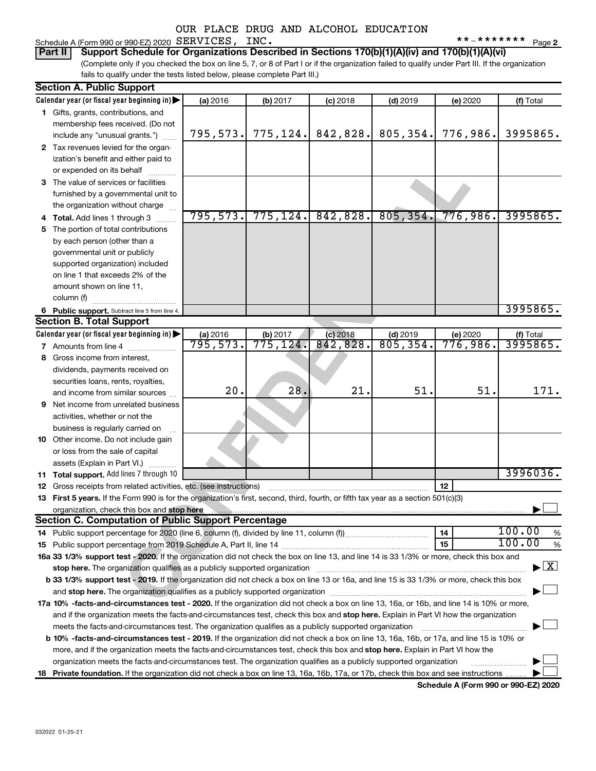OUR PLACE DRUG AND ALCOHOL EDUCATION SERVICES, INC.

Schedule A (Form 990 or 990-EZ) 2020 **-*******

## Part II Support Schedule for Organizations Described in Sections 170(b)(1)(A)(iv) and 170(b)(1)(A)(vi)

(Complete only if you checked the box on line 5, 7, or 8 of Part I or if the organization failed to qualify under Part III. If the organization fails to qualify under the tests listed below, please complete Part III.)

### Section A. Public Support

| Calendar year (or fiscal year beginning in) | (a) 2016 | (b) 2017 | (c) 2018 | (d) 2019 | (e) 2020 | (f) Total |
|---|---|---|---|---|---|---|
| 1 Gifts, grants, contributions, and membership fees received. (Do not include any "unusual grants.") | 795,573. | 775,124. | 842,828. | 805,354. | 776,986. | 3995865. |
| 2 Tax revenues levied for the organization's benefit and either paid to or expended on its behalf | | | | | | |
| 3 The value of services or facilities furnished by a governmental unit to the organization without charge | | | | | | |
| 4 Total. Add lines 1 through 3 | 795,573. | 775,124. | 842,828. | 805,354. | 776,986. | 3995865. |
| 5 The portion of total contributions by each person (other than a governmental unit or publicly supported organization) included on line 1 that exceeds 2% of the amount shown on line 11, column (f) | | | | | | |
| 6 Public support. Subtract line 5 from line 4. | | | | | | 3995865. |

### Section B. Total Support

| Calendar year (or fiscal year beginning in) | (a) 2016 | (b) 2017 | (c) 2018 | (d) 2019 | (e) 2020 | (f) Total |
|---|---|---|---|---|---|---|
| 7 Amounts from line 4 | 795,573. | 775,124. | 842,828. | 805,354. | 776,986. | 3995865. |
| 8 Gross income from interest, dividends, payments received on securities loans, rents, royalties, and income from similar sources | 20. | 28. | 21. | 51. | 51. | 171. |
| 9 Net income from unrelated business activities, whether or not the business is regularly carried on | | | | | | |
| 10 Other income. Do not include gain or loss from the sale of capital assets (Explain in Part VI.) | | | | | | |
| 11 Total support. Add lines 7 through 10 | | | | | | 3996036. |

12 Gross receipts from related activities, etc. (see instructions) | 12 |

13 **First 5 years.** If the Form 990 is for the organization's first, second, third, fourth, or fifth tax year as a section 501(c)(3) organization, check this box and **stop here** ☐

### Section C. Computation of Public Support Percentage

14 Public support percentage for 2020 (line 6, column (f), divided by line 11, column (f)) | 14 | 100.00 %

15 Public support percentage from 2019 Schedule A, Part II, line 14 | 15 | 100.00 %

16a **33 1/3% support test - 2020.** If the organization did not check the box on line 13, and line 14 is 33 1/3% or more, check this box and **stop here.** The organization qualifies as a publicly supported organization ☒

b **33 1/3% support test - 2019.** If the organization did not check a box on line 13 or 16a, and line 15 is 33 1/3% or more, check this box and **stop here.** The organization qualifies as a publicly supported organization ☐

17a **10% -facts-and-circumstances test - 2020.** If the organization did not check a box on line 13, 16a, or 16b, and line 14 is 10% or more, and if the organization meets the facts-and-circumstances test, check this box and **stop here.** Explain in Part VI how the organization meets the facts-and-circumstances test. The organization qualifies as a publicly supported organization ☐

b **10% -facts-and-circumstances test - 2019.** If the organization did not check a box on line 13, 16a, 16b, or 17a, and line 15 is 10% or more, and if the organization meets the facts-and-circumstances test, check this box and **stop here.** Explain in Part VI how the organization meets the facts-and-circumstances test. The organization qualifies as a publicly supported organization ☐

18 **Private foundation.** If the organization did not check a box on line 13, 16a, 16b, 17a, or 17b, check this box and see instructions ☐

**Schedule A (Form 990 or 990-EZ) 2020**

032022 01-25-21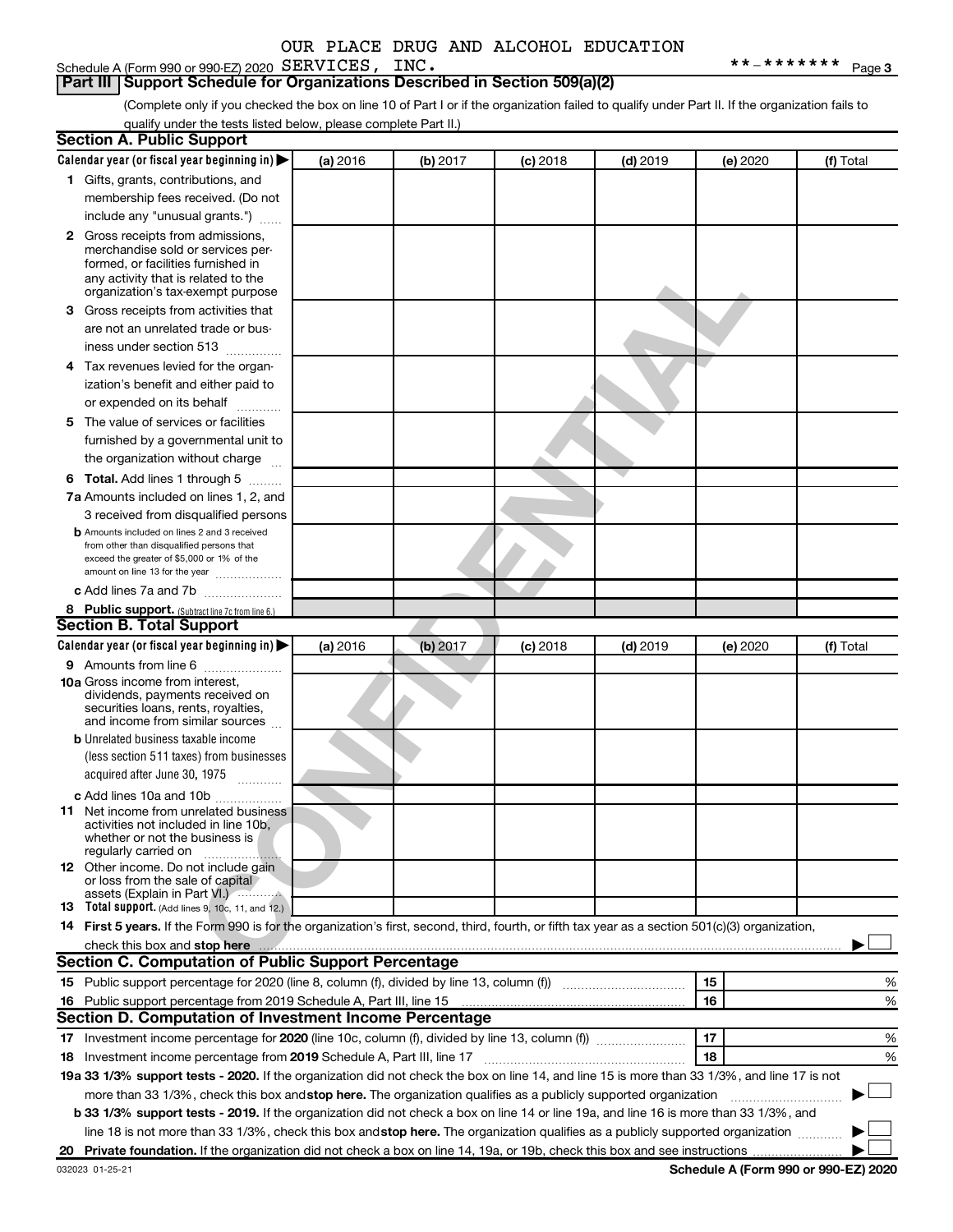OUR PLACE DRUG AND ALCOHOL EDUCATION

Schedule A (Form 990 or 990-EZ) 2020 SERVICES, INC. **-******* Page 3

## Part III Support Schedule for Organizations Described in Section 509(a)(2)

(Complete only if you checked the box on line 10 of Part I or if the organization failed to qualify under Part II. If the organization fails to qualify under the tests listed below, please complete Part II.)

### Section A. Public Support

| Calendar year (or fiscal year beginning in) | (a) 2016 | (b) 2017 | (c) 2018 | (d) 2019 | (e) 2020 | (f) Total |
|---|---|---|---|---|---|---|
| 1 Gifts, grants, contributions, and membership fees received. (Do not include any "unusual grants.") | | | | | | |
| 2 Gross receipts from admissions, merchandise sold or services performed, or facilities furnished in any activity that is related to the organization's tax-exempt purpose | | | | | | |
| 3 Gross receipts from activities that are not an unrelated trade or business under section 513 | | | | | | |
| 4 Tax revenues levied for the organization's benefit and either paid to or expended on its behalf | | | | | | |
| 5 The value of services or facilities furnished by a governmental unit to the organization without charge | | | | | | |
| 6 Total. Add lines 1 through 5 | | | | | | |
| 7a Amounts included on lines 1, 2, and 3 received from disqualified persons | | | | | | |
| b Amounts included on lines 2 and 3 received from other than disqualified persons that exceed the greater of $5,000 or 1% of the amount on line 13 for the year | | | | | | |
| c Add lines 7a and 7b | | | | | | |
| 8 Public support. (Subtract line 7c from line 6.) | | | | | | |

### Section B. Total Support

| Calendar year (or fiscal year beginning in) | (a) 2016 | (b) 2017 | (c) 2018 | (d) 2019 | (e) 2020 | (f) Total |
|---|---|---|---|---|---|---|
| 9 Amounts from line 6 | | | | | | |
| 10a Gross income from interest, dividends, payments received on securities loans, rents, royalties, and income from similar sources | | | | | | |
| b Unrelated business taxable income (less section 511 taxes) from businesses acquired after June 30, 1975 | | | | | | |
| c Add lines 10a and 10b | | | | | | |
| 11 Net income from unrelated business activities not included in line 10b, whether or not the business is regularly carried on | | | | | | |
| 12 Other income. Do not include gain or loss from the sale of capital assets (Explain in Part VI.) | | | | | | |
| 13 Total support. (Add lines 9, 10c, 11, and 12.) | | | | | | |

14 **First 5 years.** If the Form 990 is for the organization's first, second, third, fourth, or fifth tax year as a section 501(c)(3) organization, check this box and **stop here** ☐

### Section C. Computation of Public Support Percentage

| | | |
|---|---|---|
| 15 Public support percentage for 2020 (line 8, column (f), divided by line 13, column (f)) | 15 | % |
| 16 Public support percentage from 2019 Schedule A, Part III, line 15 | 16 | % |

### Section D. Computation of Investment Income Percentage

| | | |
|---|---|---|
| 17 Investment income percentage for **2020** (line 10c, column (f), divided by line 13, column (f)) | 17 | % |
| 18 Investment income percentage from **2019** Schedule A, Part III, line 17 | 18 | % |

**19a 33 1/3% support tests - 2020.** If the organization did not check the box on line 14, and line 15 is more than 33 1/3%, and line 17 is not more than 33 1/3%, check this box and **stop here.** The organization qualifies as a publicly supported organization ☐

**b 33 1/3% support tests - 2019.** If the organization did not check a box on line 14 or line 19a, and line 16 is more than 33 1/3%, and line 18 is not more than 33 1/3%, check this box and **stop here.** The organization qualifies as a publicly supported organization ☐

**20 Private foundation.** If the organization did not check a box on line 14, 19a, or 19b, check this box and see instructions ☐

032023 01-25-21 **Schedule A (Form 990 or 990-EZ) 2020**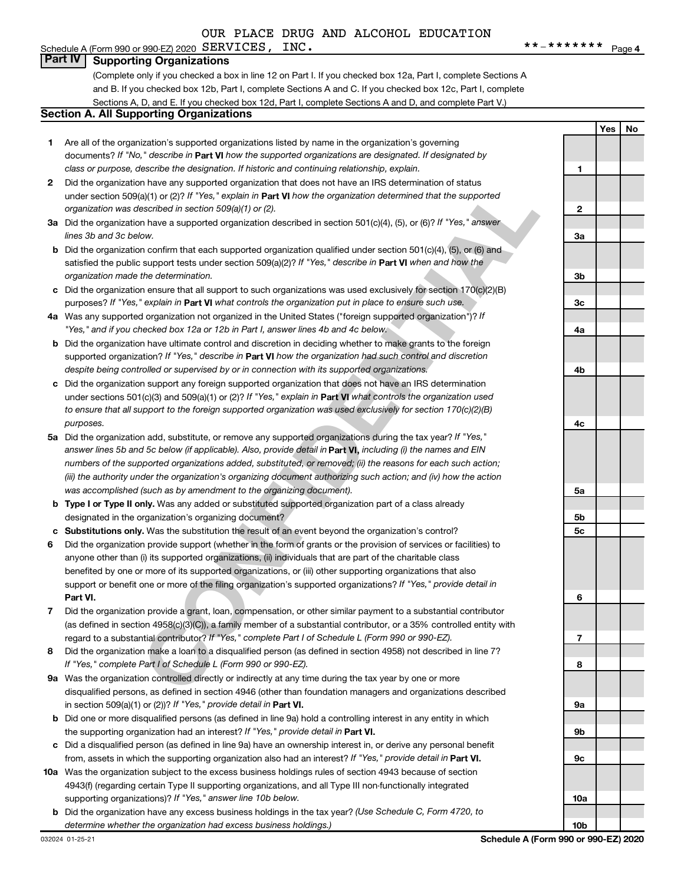OUR PLACE DRUG AND ALCOHOL EDUCATION

Schedule A (Form 990 or 990-EZ) 2020 SERVICES, INC. **-******* Page 4

## Part IV Supporting Organizations

(Complete only if you checked a box in line 12 on Part I. If you checked box 12a, Part I, complete Sections A and B. If you checked box 12b, Part I, complete Sections A and C. If you checked box 12c, Part I, complete Sections A, D, and E. If you checked box 12d, Part I, complete Sections A and D, and complete Part V.)

### Section A. All Supporting Organizations

| | | Line | Yes | No |
|---|---|---|---|---|
| 1 | Are all of the organization's supported organizations listed by name in the organization's governing documents? *If "No," describe in* **Part VI** *how the supported organizations are designated. If designated by class or purpose, describe the designation. If historic and continuing relationship, explain.* | 1 | | |
| 2 | Did the organization have any supported organization that does not have an IRS determination of status under section 509(a)(1) or (2)? *If "Yes," explain in* **Part VI** *how the organization determined that the supported organization was described in section 509(a)(1) or (2).* | 2 | | |
| 3a | Did the organization have a supported organization described in section 501(c)(4), (5), or (6)? *If "Yes," answer lines 3b and 3c below.* | 3a | | |
| b | Did the organization confirm that each supported organization qualified under section 501(c)(4), (5), or (6) and satisfied the public support tests under section 509(a)(2)? *If "Yes," describe in* **Part VI** *when and how the organization made the determination.* | 3b | | |
| c | Did the organization ensure that all support to such organizations was used exclusively for section 170(c)(2)(B) purposes? *If "Yes," explain in* **Part VI** *what controls the organization put in place to ensure such use.* | 3c | | |
| 4a | Was any supported organization not organized in the United States ("foreign supported organization")? *If "Yes," and if you checked box 12a or 12b in Part I, answer lines 4b and 4c below.* | 4a | | |
| b | Did the organization have ultimate control and discretion in deciding whether to make grants to the foreign supported organization? *If "Yes," describe in* **Part VI** *how the organization had such control and discretion despite being controlled or supervised by or in connection with its supported organizations.* | 4b | | |
| c | Did the organization support any foreign supported organization that does not have an IRS determination under sections 501(c)(3) and 509(a)(1) or (2)? *If "Yes," explain in* **Part VI** *what controls the organization used to ensure that all support to the foreign supported organization was used exclusively for section 170(c)(2)(B) purposes.* | 4c | | |
| 5a | Did the organization add, substitute, or remove any supported organizations during the tax year? *If "Yes," answer lines 5b and 5c below (if applicable). Also, provide detail in* **Part VI,** *including (i) the names and EIN numbers of the supported organizations added, substituted, or removed; (ii) the reasons for each such action; (iii) the authority under the organization's organizing document authorizing such action; and (iv) how the action was accomplished (such as by amendment to the organizing document).* | 5a | | |
| b | **Type I or Type II only.** Was any added or substituted supported organization part of a class already designated in the organization's organizing document? | 5b | | |
| c | **Substitutions only.** Was the substitution the result of an event beyond the organization's control? | 5c | | |
| 6 | Did the organization provide support (whether in the form of grants or the provision of services or facilities) to anyone other than (i) its supported organizations, (ii) individuals that are part of the charitable class benefited by one or more of its supported organizations, or (iii) other supporting organizations that also support or benefit one or more of the filing organization's supported organizations? *If "Yes," provide detail in* **Part VI.** | 6 | | |
| 7 | Did the organization provide a grant, loan, compensation, or other similar payment to a substantial contributor (as defined in section 4958(c)(3)(C)), a family member of a substantial contributor, or a 35% controlled entity with regard to a substantial contributor? *If "Yes," complete Part I of Schedule L (Form 990 or 990-EZ).* | 7 | | |
| 8 | Did the organization make a loan to a disqualified person (as defined in section 4958) not described in line 7? *If "Yes," complete Part I of Schedule L (Form 990 or 990-EZ).* | 8 | | |
| 9a | Was the organization controlled directly or indirectly at any time during the tax year by one or more disqualified persons, as defined in section 4946 (other than foundation managers and organizations described in section 509(a)(1) or (2))? *If "Yes," provide detail in* **Part VI.** | 9a | | |
| b | Did one or more disqualified persons (as defined in line 9a) hold a controlling interest in any entity in which the supporting organization had an interest? *If "Yes," provide detail in* **Part VI.** | 9b | | |
| c | Did a disqualified person (as defined in line 9a) have an ownership interest in, or derive any personal benefit from, assets in which the supporting organization also had an interest? *If "Yes," provide detail in* **Part VI.** | 9c | | |
| 10a | Was the organization subject to the excess business holdings rules of section 4943 because of section 4943(f) (regarding certain Type II supporting organizations, and all Type III non-functionally integrated supporting organizations)? *If "Yes," answer line 10b below.* | 10a | | |
| b | Did the organization have any excess business holdings in the tax year? *(Use Schedule C, Form 4720, to determine whether the organization had excess business holdings.)* | 10b | | |

032024 01-25-21 **Schedule A (Form 990 or 990-EZ) 2020**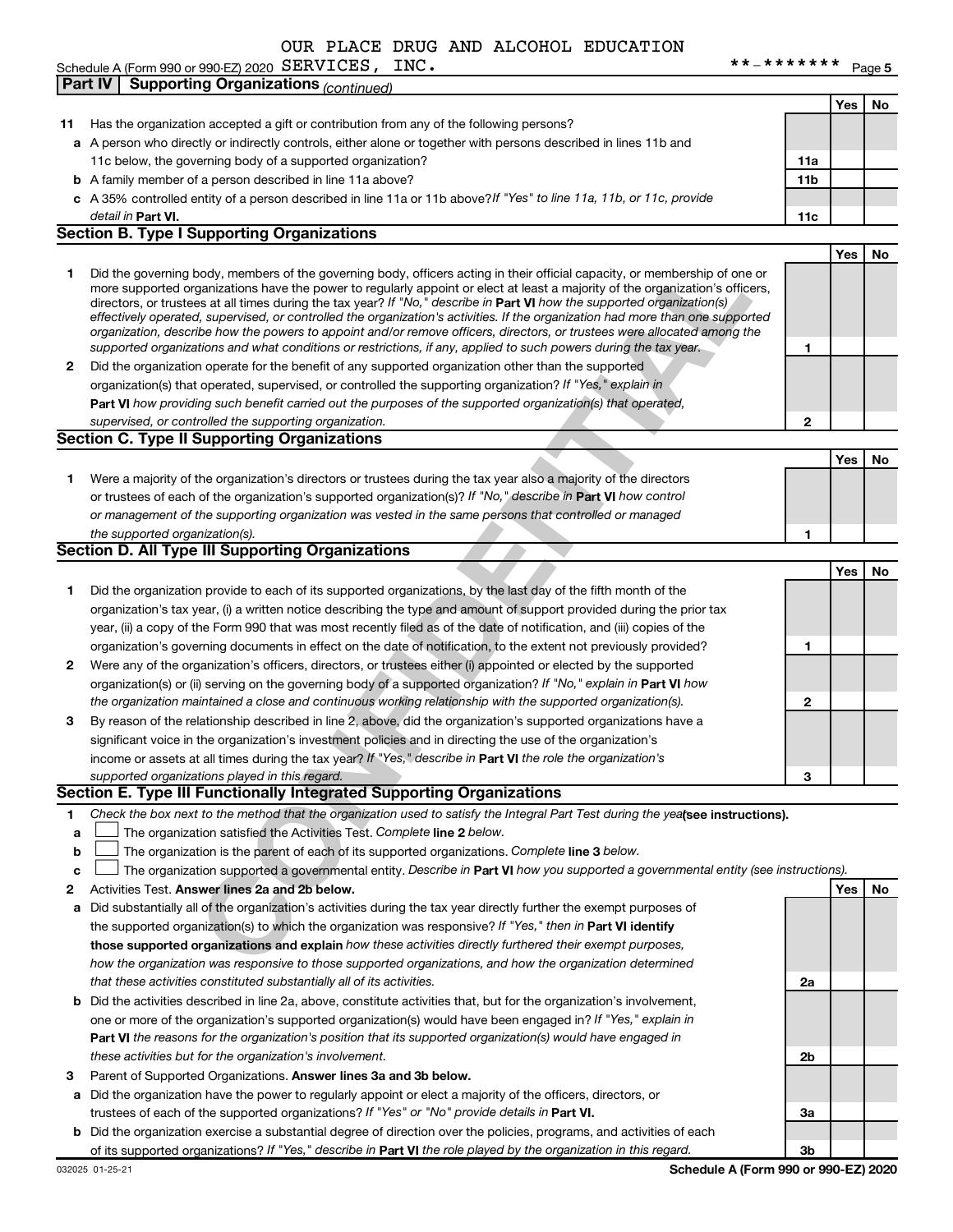OUR PLACE DRUG AND ALCOHOL EDUCATION

Schedule A (Form 990 or 990-EZ) 2020 SERVICES, INC. **-******* Page 5

**Part IV | Supporting Organizations** *(continued)*

| | | | Yes | No |
|---|---|---|---|---|
| **11** | Has the organization accepted a gift or contribution from any of the following persons? | | | |
| **a** | A person who directly or indirectly controls, either alone or together with persons described in lines 11b and 11c below, the governing body of a supported organization? | **11a** | | |
| **b** | A family member of a person described in line 11a above? | **11b** | | |
| **c** | A 35% controlled entity of a person described in line 11a or 11b above? *If "Yes" to line 11a, 11b, or 11c, provide detail in* **Part VI.** | **11c** | | |

## Section B. Type I Supporting Organizations

| | | | Yes | No |
|---|---|---|---|---|
| **1** | Did the governing body, members of the governing body, officers acting in their official capacity, or membership of one or more supported organizations have the power to regularly appoint or elect at least a majority of the organization's officers, directors, or trustees at all times during the tax year? *If "No," describe in* **Part VI** *how the supported organization(s) effectively operated, supervised, or controlled the organization's activities. If the organization had more than one supported organization, describe how the powers to appoint and/or remove officers, directors, or trustees were allocated among the supported organizations and what conditions or restrictions, if any, applied to such powers during the tax year.* | **1** | | |
| **2** | Did the organization operate for the benefit of any supported organization other than the supported organization(s) that operated, supervised, or controlled the supporting organization? *If "Yes," explain in* **Part VI** *how providing such benefit carried out the purposes of the supported organization(s) that operated, supervised, or controlled the supporting organization.* | **2** | | |

## Section C. Type II Supporting Organizations

| | | | Yes | No |
|---|---|---|---|---|
| **1** | Were a majority of the organization's directors or trustees during the tax year also a majority of the directors or trustees of each of the organization's supported organization(s)? *If "No," describe in* **Part VI** *how control or management of the supporting organization was vested in the same persons that controlled or managed the supported organization(s).* | **1** | | |

## Section D. All Type III Supporting Organizations

| | | | Yes | No |
|---|---|---|---|---|
| **1** | Did the organization provide to each of its supported organizations, by the last day of the fifth month of the organization's tax year, (i) a written notice describing the type and amount of support provided during the prior tax year, (ii) a copy of the Form 990 that was most recently filed as of the date of notification, and (iii) copies of the organization's governing documents in effect on the date of notification, to the extent not previously provided? | **1** | | |
| **2** | Were any of the organization's officers, directors, or trustees either (i) appointed or elected by the supported organization(s) or (ii) serving on the governing body of a supported organization? *If "No," explain in* **Part VI** *how the organization maintained a close and continuous working relationship with the supported organization(s).* | **2** | | |
| **3** | By reason of the relationship described in line 2, above, did the organization's supported organizations have a significant voice in the organization's investment policies and in directing the use of the organization's income or assets at all times during the tax year? *If "Yes," describe in* **Part VI** *the role the organization's supported organizations played in this regard.* | **3** | | |

## Section E. Type III Functionally Integrated Supporting Organizations

**1** *Check the box next to the method that the organization used to satisfy the Integral Part Test during the year* **(see instructions).**

**a** ☐ The organization satisfied the Activities Test. *Complete* **line 2** *below.*

**b** ☐ The organization is the parent of each of its supported organizations. *Complete* **line 3** *below.*

**c** ☐ The organization supported a governmental entity. *Describe in* **Part VI** *how you supported a governmental entity (see instructions).*

| | | | Yes | No |
|---|---|---|---|---|
| **2** | Activities Test. **Answer lines 2a and 2b below.** | | | |
| **a** | Did substantially all of the organization's activities during the tax year directly further the exempt purposes of the supported organization(s) to which the organization was responsive? *If "Yes," then in* **Part VI identify those supported organizations and explain** *how these activities directly furthered their exempt purposes, how the organization was responsive to those supported organizations, and how the organization determined that these activities constituted substantially all of its activities.* | **2a** | | |
| **b** | Did the activities described in line 2a, above, constitute activities that, but for the organization's involvement, one or more of the organization's supported organization(s) would have been engaged in? *If "Yes," explain in* **Part VI** *the reasons for the organization's position that its supported organization(s) would have engaged in these activities but for the organization's involvement.* | **2b** | | |
| **3** | Parent of Supported Organizations. **Answer lines 3a and 3b below.** | | | |
| **a** | Did the organization have the power to regularly appoint or elect a majority of the officers, directors, or trustees of each of the supported organizations? *If "Yes" or "No" provide details in* **Part VI.** | **3a** | | |
| **b** | Did the organization exercise a substantial degree of direction over the policies, programs, and activities of each of its supported organizations? *If "Yes," describe in* **Part VI** *the role played by the organization in this regard.* | **3b** | | |

032025 01-25-21 **Schedule A (Form 990 or 990-EZ) 2020**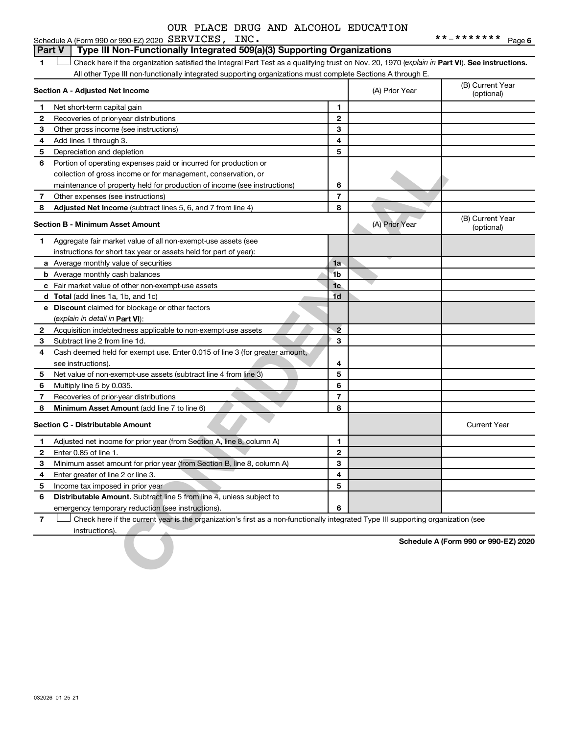OUR PLACE DRUG AND ALCOHOL EDUCATION SERVICES, INC.

Schedule A (Form 990 or 990-EZ) 2020 **-******* Page 6

## Part V Type III Non-Functionally Integrated 509(a)(3) Supporting Organizations

1 ☐ Check here if the organization satisfied the Integral Part Test as a qualifying trust on Nov. 20, 1970 (*explain in* **Part VI**). **See instructions.**

All other Type III non-functionally integrated supporting organizations must complete Sections A through E.

| **Section A - Adjusted Net Income** | | | (A) Prior Year | (B) Current Year (optional) |
|---|---|---|---|---|
| 1 | Net short-term capital gain | 1 | | |
| 2 | Recoveries of prior-year distributions | 2 | | |
| 3 | Other gross income (see instructions) | 3 | | |
| 4 | Add lines 1 through 3. | 4 | | |
| 5 | Depreciation and depletion | 5 | | |
| 6 | Portion of operating expenses paid or incurred for production or collection of gross income or for management, conservation, or maintenance of property held for production of income (see instructions) | 6 | | |
| 7 | Other expenses (see instructions) | 7 | | |
| 8 | **Adjusted Net Income** (subtract lines 5, 6, and 7 from line 4) | 8 | | |

| **Section B - Minimum Asset Amount** | | | (A) Prior Year | (B) Current Year (optional) |
|---|---|---|---|---|
| 1 | Aggregate fair market value of all non-exempt-use assets (see instructions for short tax year or assets held for part of year): | | | |
| a | Average monthly value of securities | 1a | | |
| b | Average monthly cash balances | 1b | | |
| c | Fair market value of other non-exempt-use assets | 1c | | |
| d | **Total** (add lines 1a, 1b, and 1c) | 1d | | |
| e | **Discount** claimed for blockage or other factors (*explain in detail in* **Part VI**): | | | |
| 2 | Acquisition indebtedness applicable to non-exempt-use assets | 2 | | |
| 3 | Subtract line 2 from line 1d. | 3 | | |
| 4 | Cash deemed held for exempt use. Enter 0.015 of line 3 (for greater amount, see instructions). | 4 | | |
| 5 | Net value of non-exempt-use assets (subtract line 4 from line 3) | 5 | | |
| 6 | Multiply line 5 by 0.035. | 6 | | |
| 7 | Recoveries of prior-year distributions | 7 | | |
| 8 | **Minimum Asset Amount** (add line 7 to line 6) | 8 | | |

| **Section C - Distributable Amount** | | | | Current Year |
|---|---|---|---|---|
| 1 | Adjusted net income for prior year (from Section A, line 8, column A) | 1 | | |
| 2 | Enter 0.85 of line 1. | 2 | | |
| 3 | Minimum asset amount for prior year (from Section B, line 8, column A) | 3 | | |
| 4 | Enter greater of line 2 or line 3. | 4 | | |
| 5 | Income tax imposed in prior year | 5 | | |
| 6 | **Distributable Amount.** Subtract line 5 from line 4, unless subject to emergency temporary reduction (see instructions). | 6 | | |

7 ☐ Check here if the current year is the organization's first as a non-functionally integrated Type III supporting organization (see instructions).

**Schedule A (Form 990 or 990-EZ) 2020**

032026 01-25-21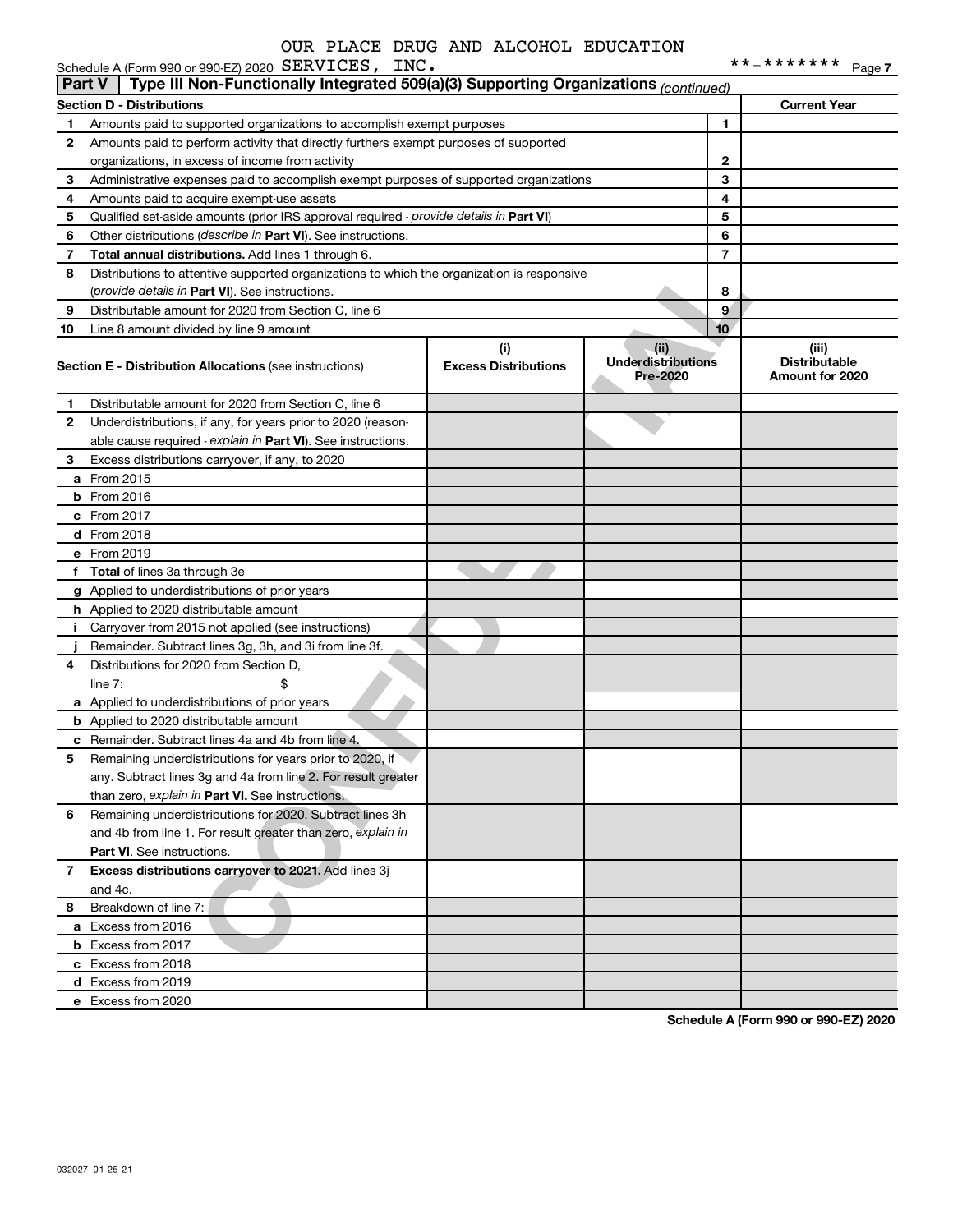OUR PLACE DRUG AND ALCOHOL EDUCATION

Schedule A (Form 990 or 990-EZ) 2020 SERVICES, INC. **-******* Page 7

**Part V | Type III Non-Functionally Integrated 509(a)(3) Supporting Organizations** *(continued)*

| **Section D - Distributions** | | | **Current Year** |
|---|---|---|---|
| **1** | Amounts paid to supported organizations to accomplish exempt purposes | 1 | |
| **2** | Amounts paid to perform activity that directly furthers exempt purposes of supported organizations, in excess of income from activity | 2 | |
| **3** | Administrative expenses paid to accomplish exempt purposes of supported organizations | 3 | |
| **4** | Amounts paid to acquire exempt-use assets | 4 | |
| **5** | Qualified set-aside amounts (prior IRS approval required - *provide details in* **Part VI**) | 5 | |
| **6** | Other distributions (*describe in* **Part VI**). See instructions. | 6 | |
| **7** | **Total annual distributions.** Add lines 1 through 6. | 7 | |
| **8** | Distributions to attentive supported organizations to which the organization is responsive (*provide details in* **Part VI**). See instructions. | 8 | |
| **9** | Distributable amount for 2020 from Section C, line 6 | 9 | |
| **10** | Line 8 amount divided by line 9 amount | 10 | |

| **Section E - Distribution Allocations** (see instructions) | **(i)** Excess Distributions | **(ii)** Underdistributions Pre-2020 | **(iii)** Distributable Amount for 2020 |
|---|---|---|---|
| **1** Distributable amount for 2020 from Section C, line 6 | | | |
| **2** Underdistributions, if any, for years prior to 2020 (reasonable cause required - *explain in* **Part VI**). See instructions. | | | |
| **3** Excess distributions carryover, if any, to 2020 | | | |
| **a** From 2015 | | | |
| **b** From 2016 | | | |
| **c** From 2017 | | | |
| **d** From 2018 | | | |
| **e** From 2019 | | | |
| **f** **Total** of lines 3a through 3e | | | |
| **g** Applied to underdistributions of prior years | | | |
| **h** Applied to 2020 distributable amount | | | |
| **i** Carryover from 2015 not applied (see instructions) | | | |
| **j** Remainder. Subtract lines 3g, 3h, and 3i from line 3f. | | | |
| **4** Distributions for 2020 from Section D, line 7: $ | | | |
| **a** Applied to underdistributions of prior years | | | |
| **b** Applied to 2020 distributable amount | | | |
| **c** Remainder. Subtract lines 4a and 4b from line 4. | | | |
| **5** Remaining underdistributions for years prior to 2020, if any. Subtract lines 3g and 4a from line 2. For result greater than zero, *explain in* **Part VI.** See instructions. | | | |
| **6** Remaining underdistributions for 2020. Subtract lines 3h and 4b from line 1. For result greater than zero, *explain in* **Part VI**. See instructions. | | | |
| **7** **Excess distributions carryover to 2021.** Add lines 3j and 4c. | | | |
| **8** Breakdown of line 7: | | | |
| **a** Excess from 2016 | | | |
| **b** Excess from 2017 | | | |
| **c** Excess from 2018 | | | |
| **d** Excess from 2019 | | | |
| **e** Excess from 2020 | | | |

**Schedule A (Form 990 or 990-EZ) 2020**

032027 01-25-21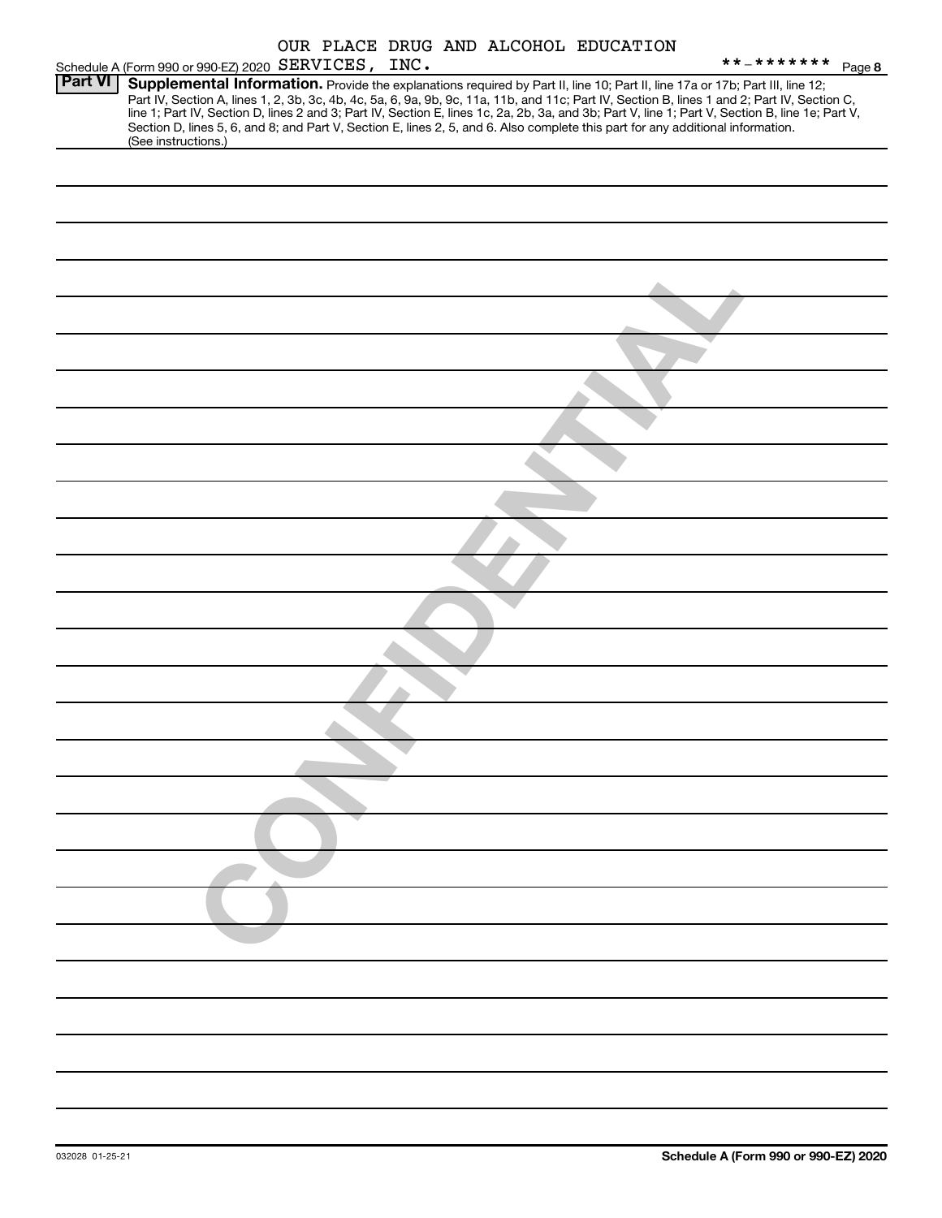OUR PLACE DRUG AND ALCOHOL EDUCATION

Schedule A (Form 990 or 990-EZ) 2020 SERVICES, INC. **-******* Page 8

**Part VI** **Supplemental Information.** Provide the explanations required by Part II, line 10; Part II, line 17a or 17b; Part III, line 12; Part IV, Section A, lines 1, 2, 3b, 3c, 4b, 4c, 5a, 6, 9a, 9b, 9c, 11a, 11b, and 11c; Part IV, Section B, lines 1 and 2; Part IV, Section C, line 1; Part IV, Section D, lines 2 and 3; Part IV, Section E, lines 1c, 2a, 2b, 3a, and 3b; Part V, line 1; Part V, Section B, line 1e; Part V, Section D, lines 5, 6, and 8; and Part V, Section E, lines 2, 5, and 6. Also complete this part for any additional information. (See instructions.)

CONFIDENTIAL

032028 01-25-21

**Schedule A (Form 990 or 990-EZ) 2020**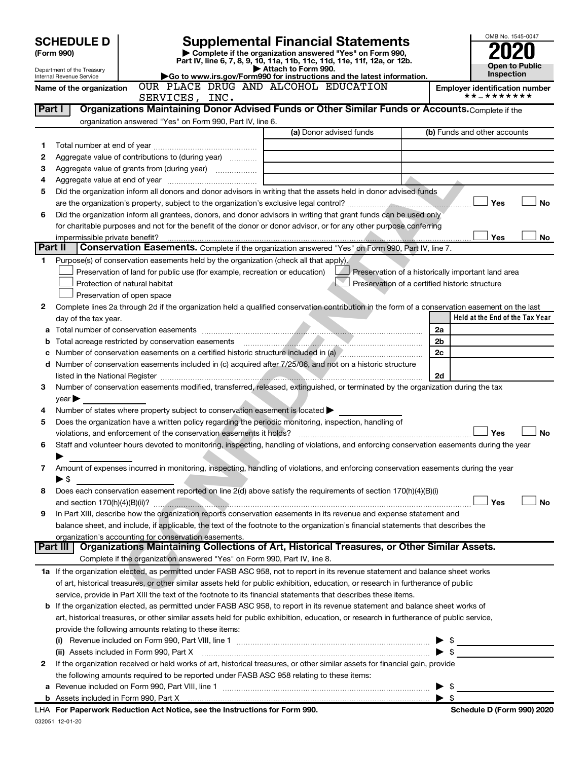# SCHEDULE D (Form 990)

Department of the Treasury
Internal Revenue Service

# Supplemental Financial Statements

▶ Complete if the organization answered "Yes" on Form 990, Part IV, line 6, 7, 8, 9, 10, 11a, 11b, 11c, 11d, 11e, 11f, 12a, or 12b.
▶ Attach to Form 990.
▶Go to www.irs.gov/Form990 for instructions and the latest information.

OMB No. 1545-0047

**2020**

**Open to Public Inspection**

Name of the organization: OUR PLACE DRUG AND ALCOHOL EDUCATION SERVICES, INC.

Employer identification number: **-*******

## Part I — Organizations Maintaining Donor Advised Funds or Other Similar Funds or Accounts. 
Complete if the organization answered "Yes" on Form 990, Part IV, line 6.

| | | (a) Donor advised funds | (b) Funds and other accounts |
|---|---|---|---|
| 1 | Total number at end of year | | |
| 2 | Aggregate value of contributions to (during year) | | |
| 3 | Aggregate value of grants from (during year) | | |
| 4 | Aggregate value at end of year | | |

5 Did the organization inform all donors and donor advisors in writing that the assets held in donor advised funds are the organization's property, subject to the organization's exclusive legal control? ☐ Yes ☐ No

6 Did the organization inform all grantees, donors, and donor advisors in writing that grant funds can be used only for charitable purposes and not for the benefit of the donor or donor advisor, or for any other purpose conferring impermissible private benefit? ☐ Yes ☐ No

## Part II — Conservation Easements. 
Complete if the organization answered "Yes" on Form 990, Part IV, line 7.

1 Purpose(s) of conservation easements held by the organization (check all that apply).
- ☐ Preservation of land for public use (for example, recreation or education)
- ☐ Protection of natural habitat
- ☐ Preservation of open space
- ☐ Preservation of a historically important land area
- ☐ Preservation of a certified historic structure

2 Complete lines 2a through 2d if the organization held a qualified conservation contribution in the form of a conservation easement on the last day of the tax year.

| | | | Held at the End of the Tax Year |
|---|---|---|---|
| a | Total number of conservation easements | 2a | |
| b | Total acreage restricted by conservation easements | 2b | |
| c | Number of conservation easements on a certified historic structure included in (a) | 2c | |
| d | Number of conservation easements included in (c) acquired after 7/25/06, and not on a historic structure listed in the National Register | 2d | |

3 Number of conservation easements modified, transferred, released, extinguished, or terminated by the organization during the tax year ▶

4 Number of states where property subject to conservation easement is located ▶

5 Does the organization have a written policy regarding the periodic monitoring, inspection, handling of violations, and enforcement of the conservation easements it holds? ☐ Yes ☐ No

6 Staff and volunteer hours devoted to monitoring, inspecting, handling of violations, and enforcing conservation easements during the year ▶

7 Amount of expenses incurred in monitoring, inspecting, handling of violations, and enforcing conservation easements during the year ▶ $

8 Does each conservation easement reported on line 2(d) above satisfy the requirements of section 170(h)(4)(B)(i) and section 170(h)(4)(B)(ii)? ☐ Yes ☐ No

9 In Part XIII, describe how the organization reports conservation easements in its revenue and expense statement and balance sheet, and include, if applicable, the text of the footnote to the organization's financial statements that describes the organization's accounting for conservation easements.

## Part III — Organizations Maintaining Collections of Art, Historical Treasures, or Other Similar Assets.
Complete if the organization answered "Yes" on Form 990, Part IV, line 8.

1a If the organization elected, as permitted under FASB ASC 958, not to report in its revenue statement and balance sheet works of art, historical treasures, or other similar assets held for public exhibition, education, or research in furtherance of public service, provide in Part XIII the text of the footnote to its financial statements that describes these items.

b If the organization elected, as permitted under FASB ASC 958, to report in its revenue statement and balance sheet works of art, historical treasures, or other similar assets held for public exhibition, education, or research in furtherance of public service, provide the following amounts relating to these items:

(i) Revenue included on Form 990, Part VIII, line 1 ▶ $

(ii) Assets included in Form 990, Part X ▶ $

2 If the organization received or held works of art, historical treasures, or other similar assets for financial gain, provide the following amounts required to be reported under FASB ASC 958 relating to these items:

a Revenue included on Form 990, Part VIII, line 1 ▶ $

b Assets included in Form 990, Part X ▶ $

LHA For Paperwork Reduction Act Notice, see the Instructions for Form 990. Schedule D (Form 990) 2020

032051 12-01-20

CONFIDENTIAL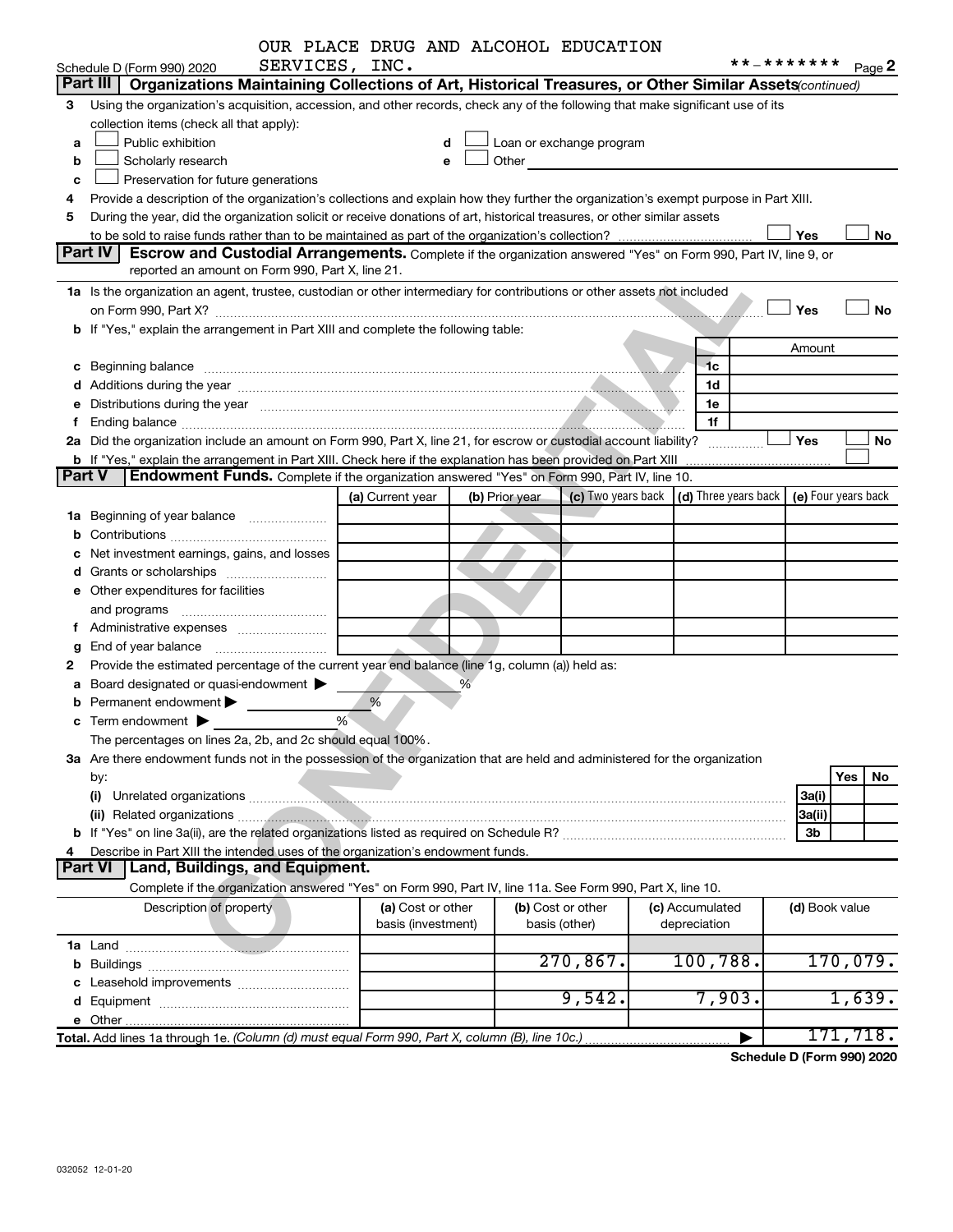OUR PLACE DRUG AND ALCOHOL EDUCATION SERVICES, INC. **-*******

Schedule D (Form 990) 2020 Page 2

**Part III** **Organizations Maintaining Collections of Art, Historical Treasures, or Other Similar Assets** *(continued)*

3 Using the organization's acquisition, accession, and other records, check any of the following that make significant use of its collection items (check all that apply):

a ☐ Public exhibition
b ☐ Scholarly research
c ☐ Preservation for future generations
d ☐ Loan or exchange program
e ☐ Other

4 Provide a description of the organization's collections and explain how they further the organization's exempt purpose in Part XIII.

5 During the year, did the organization solicit or receive donations of art, historical treasures, or other similar assets to be sold to raise funds rather than to be maintained as part of the organization's collection? ☐ Yes ☐ No

**Part IV** **Escrow and Custodial Arrangements.** Complete if the organization answered "Yes" on Form 990, Part IV, line 9, or reported an amount on Form 990, Part X, line 21.

1a Is the organization an agent, trustee, custodian or other intermediary for contributions or other assets not included on Form 990, Part X? ☐ Yes ☐ No

b If "Yes," explain the arrangement in Part XIII and complete the following table:

| | | Amount |
|---|---|---|
| c Beginning balance | 1c | |
| d Additions during the year | 1d | |
| e Distributions during the year | 1e | |
| f Ending balance | 1f | |

2a Did the organization include an amount on Form 990, Part X, line 21, for escrow or custodial account liability? ☐ Yes ☐ No

b If "Yes," explain the arrangement in Part XIII. Check here if the explanation has been provided on Part XIII ☐

**Part V** **Endowment Funds.** Complete if the organization answered "Yes" on Form 990, Part IV, line 10.

| | (a) Current year | (b) Prior year | (c) Two years back | (d) Three years back | (e) Four years back |
|---|---|---|---|---|---|
| 1a Beginning of year balance | | | | | |
| b Contributions | | | | | |
| c Net investment earnings, gains, and losses | | | | | |
| d Grants or scholarships | | | | | |
| e Other expenditures for facilities and programs | | | | | |
| f Administrative expenses | | | | | |
| g End of year balance | | | | | |

2 Provide the estimated percentage of the current year end balance (line 1g, column (a)) held as:

a Board designated or quasi-endowment ▶ %

b Permanent endowment ▶ %

c Term endowment ▶ %

The percentages on lines 2a, 2b, and 2c should equal 100%.

3a Are there endowment funds not in the possession of the organization that are held and administered for the organization by:

| | | Yes | No |
|---|---|---|---|
| (i) Unrelated organizations | 3a(i) | | |
| (ii) Related organizations | 3a(ii) | | |
| b If "Yes" on line 3a(ii), are the related organizations listed as required on Schedule R? | 3b | | |

4 Describe in Part XIII the intended uses of the organization's endowment funds.

**Part VI** **Land, Buildings, and Equipment.**

Complete if the organization answered "Yes" on Form 990, Part IV, line 11a. See Form 990, Part X, line 10.

| Description of property | (a) Cost or other basis (investment) | (b) Cost or other basis (other) | (c) Accumulated depreciation | (d) Book value |
|---|---|---|---|---|
| 1a Land | | | | |
| b Buildings | | 270,867. | 100,788. | 170,079. |
| c Leasehold improvements | | | | |
| d Equipment | | 9,542. | 7,903. | 1,639. |
| e Other | | | | |
| **Total.** Add lines 1a through 1e. *(Column (d) must equal Form 990, Part X, column (B), line 10c.)* | | | ▶ | 171,718. |

**Schedule D (Form 990) 2020**

032052 12-01-20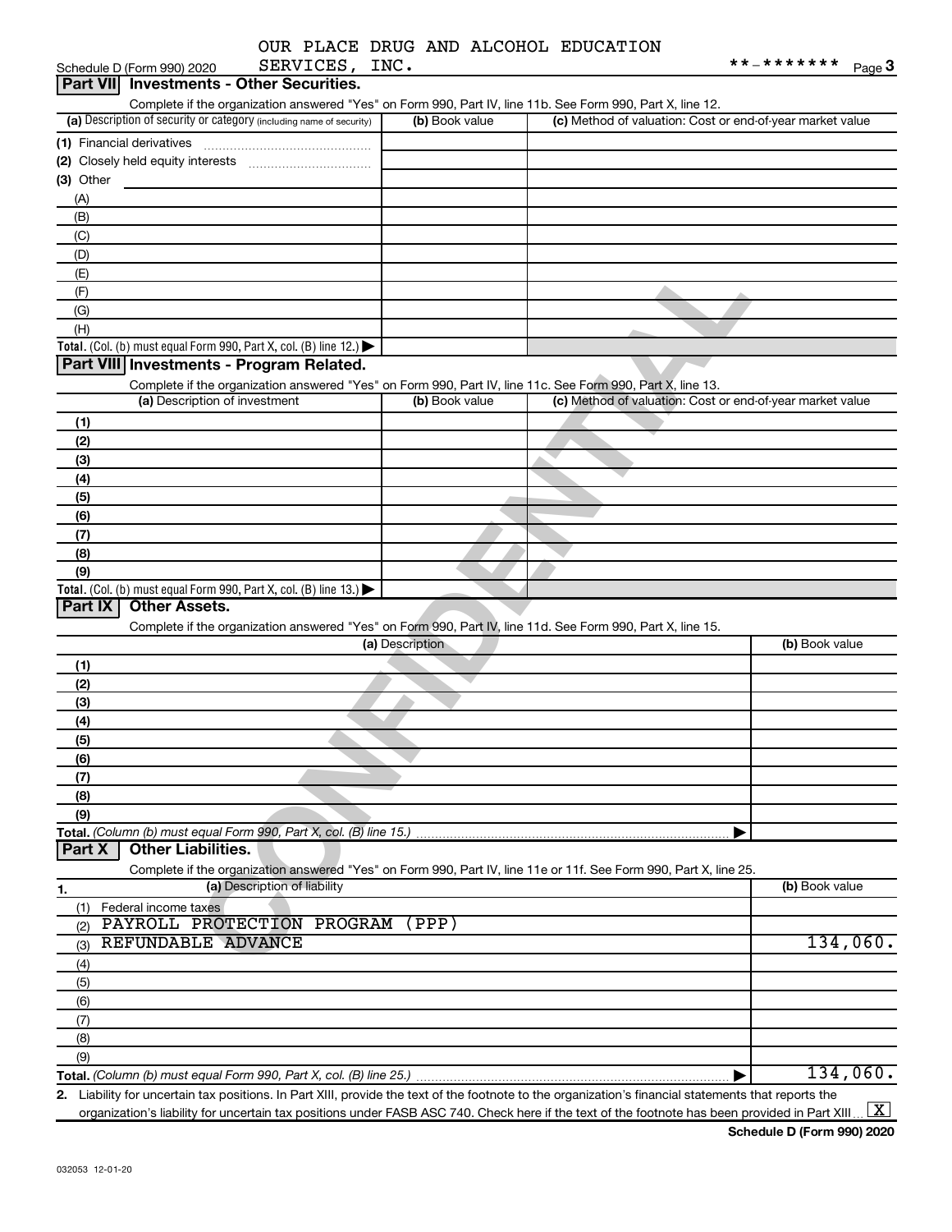OUR PLACE DRUG AND ALCOHOL EDUCATION SERVICES, INC.

Schedule D (Form 990) 2020 — **-******* Page 3

## Part VII Investments - Other Securities.

Complete if the organization answered "Yes" on Form 990, Part IV, line 11b. See Form 990, Part X, line 12.

| (a) Description of security or category (including name of security) | (b) Book value | (c) Method of valuation: Cost or end-of-year market value |
|---|---|---|
| (1) Financial derivatives | | |
| (2) Closely held equity interests | | |
| (3) Other | | |
| (A) | | |
| (B) | | |
| (C) | | |
| (D) | | |
| (E) | | |
| (F) | | |
| (G) | | |
| (H) | | |
| **Total.** (Col. (b) must equal Form 990, Part X, col. (B) line 12.) | | |

## Part VIII Investments - Program Related.

Complete if the organization answered "Yes" on Form 990, Part IV, line 11c. See Form 990, Part X, line 13.

| (a) Description of investment | (b) Book value | (c) Method of valuation: Cost or end-of-year market value |
|---|---|---|
| (1) | | |
| (2) | | |
| (3) | | |
| (4) | | |
| (5) | | |
| (6) | | |
| (7) | | |
| (8) | | |
| (9) | | |
| **Total.** (Col. (b) must equal Form 990, Part X, col. (B) line 13.) | | |

## Part IX Other Assets.

Complete if the organization answered "Yes" on Form 990, Part IV, line 11d. See Form 990, Part X, line 15.

| (a) Description | (b) Book value |
|---|---|
| (1) | |
| (2) | |
| (3) | |
| (4) | |
| (5) | |
| (6) | |
| (7) | |
| (8) | |
| (9) | |
| **Total.** *(Column (b) must equal Form 990, Part X, col. (B) line 15.)* | |

## Part X Other Liabilities.

Complete if the organization answered "Yes" on Form 990, Part IV, line 11e or 11f. See Form 990, Part X, line 25.

| 1. (a) Description of liability | (b) Book value |
|---|---|
| (1) Federal income taxes | |
| (2) PAYROLL PROTECTION PROGRAM (PPP) | |
| (3) REFUNDABLE ADVANCE | 134,060. |
| (4) | |
| (5) | |
| (6) | |
| (7) | |
| (8) | |
| (9) | |
| **Total.** *(Column (b) must equal Form 990, Part X, col. (B) line 25.)* | 134,060. |

2. Liability for uncertain tax positions. In Part XIII, provide the text of the footnote to the organization's financial statements that reports the organization's liability for uncertain tax positions under FASB ASC 740. Check here if the text of the footnote has been provided in Part XIII [X]

**Schedule D (Form 990) 2020**

032053 12-01-20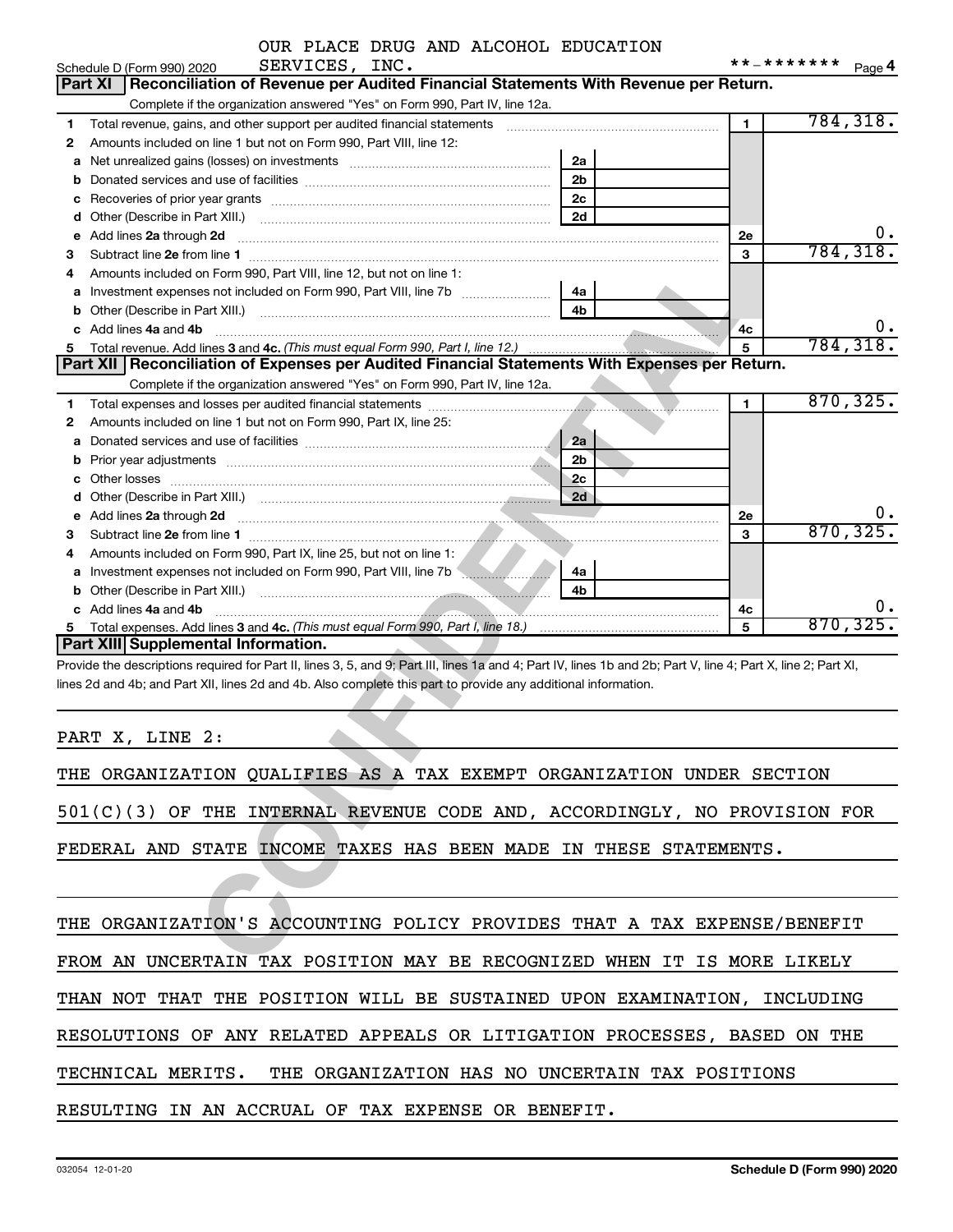OUR PLACE DRUG AND ALCOHOL EDUCATION SERVICES, INC. **-*******

Schedule D (Form 990) 2020 Page 4

## Part XI Reconciliation of Revenue per Audited Financial Statements With Revenue per Return.

Complete if the organization answered "Yes" on Form 990, Part IV, line 12a.

| | | | | | |
|---|---|---|---|---|---|
| 1 | Total revenue, gains, and other support per audited financial statements | | | 1 | 784,318. |
| 2 | Amounts included on line 1 but not on Form 990, Part VIII, line 12: | | | | |
| a | Net unrealized gains (losses) on investments | 2a | | | |
| b | Donated services and use of facilities | 2b | | | |
| c | Recoveries of prior year grants | 2c | | | |
| d | Other (Describe in Part XIII.) | 2d | | | |
| e | Add lines 2a through 2d | | | 2e | 0. |
| 3 | Subtract line 2e from line 1 | | | 3 | 784,318. |
| 4 | Amounts included on Form 990, Part VIII, line 12, but not on line 1: | | | | |
| a | Investment expenses not included on Form 990, Part VIII, line 7b | 4a | | | |
| b | Other (Describe in Part XIII.) | 4b | | | |
| c | Add lines 4a and 4b | | | 4c | 0. |
| 5 | Total revenue. Add lines 3 and 4c. *(This must equal Form 990, Part I, line 12.)* | | | 5 | 784,318. |

## Part XII Reconciliation of Expenses per Audited Financial Statements With Expenses per Return.

Complete if the organization answered "Yes" on Form 990, Part IV, line 12a.

| | | | | | |
|---|---|---|---|---|---|
| 1 | Total expenses and losses per audited financial statements | | | 1 | 870,325. |
| 2 | Amounts included on line 1 but not on Form 990, Part IX, line 25: | | | | |
| a | Donated services and use of facilities | 2a | | | |
| b | Prior year adjustments | 2b | | | |
| c | Other losses | 2c | | | |
| d | Other (Describe in Part XIII.) | 2d | | | |
| e | Add lines 2a through 2d | | | 2e | 0. |
| 3 | Subtract line 2e from line 1 | | | 3 | 870,325. |
| 4 | Amounts included on Form 990, Part IX, line 25, but not on line 1: | | | | |
| a | Investment expenses not included on Form 990, Part VIII, line 7b | 4a | | | |
| b | Other (Describe in Part XIII.) | 4b | | | |
| c | Add lines 4a and 4b | | | 4c | 0. |
| 5 | Total expenses. Add lines 3 and 4c. *(This must equal Form 990, Part I, line 18.)* | | | 5 | 870,325. |

## Part XIII Supplemental Information.

Provide the descriptions required for Part II, lines 3, 5, and 9; Part III, lines 1a and 4; Part IV, lines 1b and 2b; Part V, line 4; Part X, line 2; Part XI, lines 2d and 4b; and Part XII, lines 2d and 4b. Also complete this part to provide any additional information.

PART X, LINE 2:

THE ORGANIZATION QUALIFIES AS A TAX EXEMPT ORGANIZATION UNDER SECTION 501(C)(3) OF THE INTERNAL REVENUE CODE AND, ACCORDINGLY, NO PROVISION FOR FEDERAL AND STATE INCOME TAXES HAS BEEN MADE IN THESE STATEMENTS.

THE ORGANIZATION'S ACCOUNTING POLICY PROVIDES THAT A TAX EXPENSE/BENEFIT FROM AN UNCERTAIN TAX POSITION MAY BE RECOGNIZED WHEN IT IS MORE LIKELY THAN NOT THAT THE POSITION WILL BE SUSTAINED UPON EXAMINATION, INCLUDING RESOLUTIONS OF ANY RELATED APPEALS OR LITIGATION PROCESSES, BASED ON THE TECHNICAL MERITS. THE ORGANIZATION HAS NO UNCERTAIN TAX POSITIONS RESULTING IN AN ACCRUAL OF TAX EXPENSE OR BENEFIT.

032054 12-01-20 Schedule D (Form 990) 2020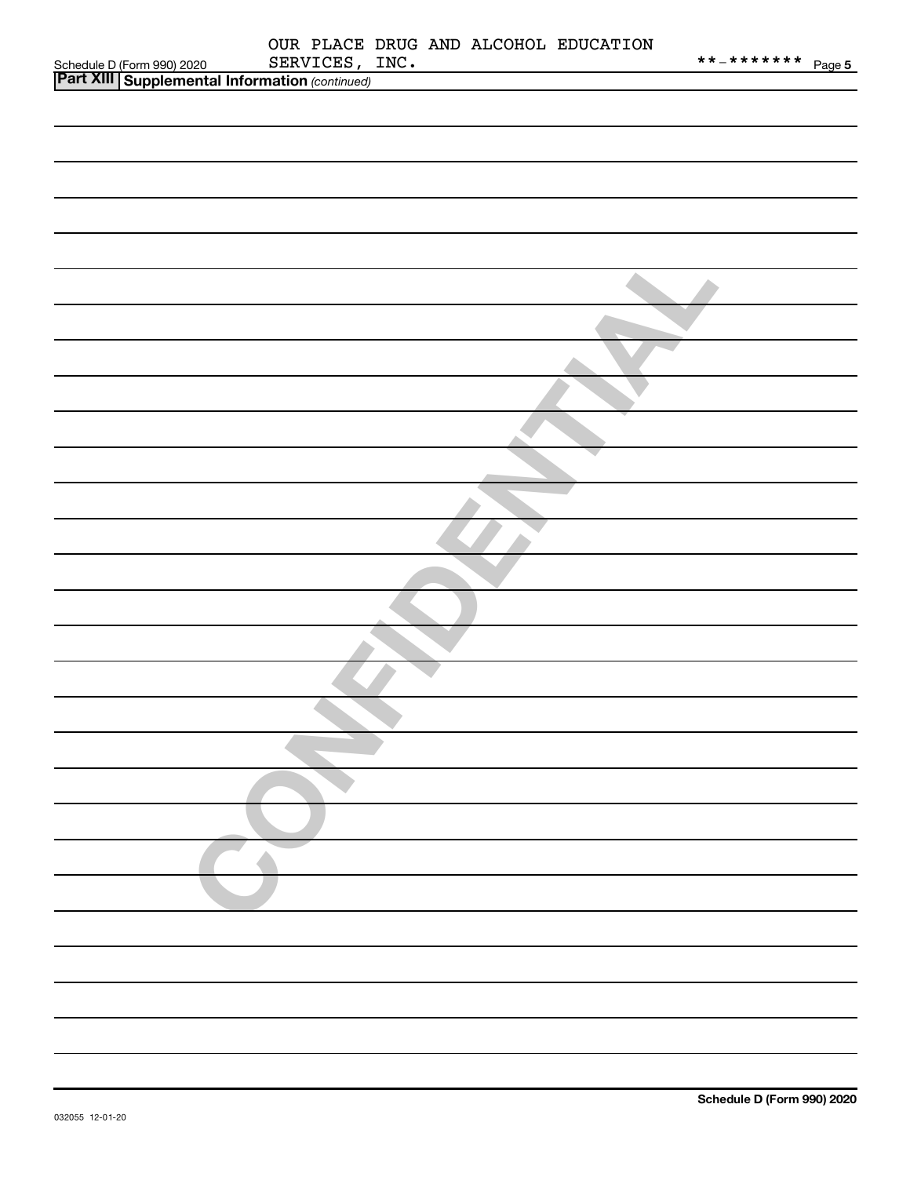OUR PLACE DRUG AND ALCOHOL EDUCATION SERVICES, INC. **-*******

**Part XIII** **Supplemental Information** *(continued)*

CONFIDENTIAL

**Schedule D (Form 990) 2020**

032055 12-01-20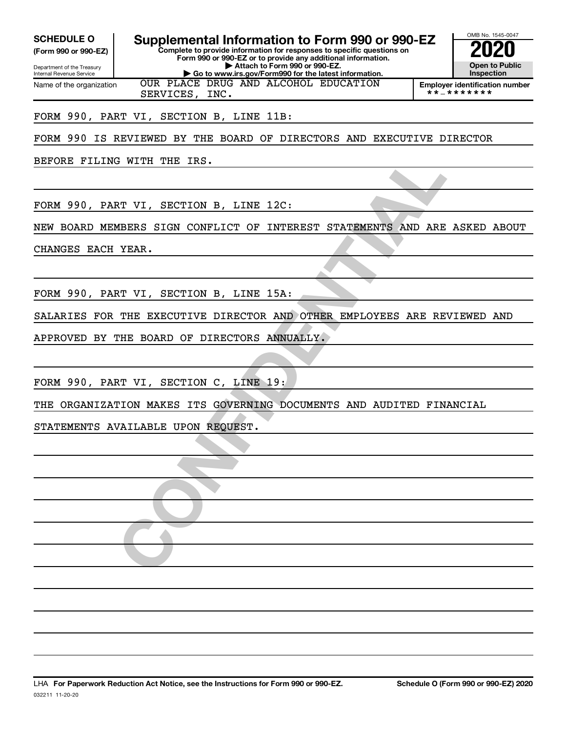**SCHEDULE O** **(Form 990 or 990-EZ)**

Department of the Treasury
Internal Revenue Service

# Supplemental Information to Form 990 or 990-EZ

**Complete to provide information for responses to specific questions on Form 990 or 990-EZ or to provide any additional information.**
**▶ Attach to Form 990 or 990-EZ.**
**▶ Go to www.irs.gov/Form990 for the latest information.**

OMB No. 1545-0047
**2020**
**Open to Public Inspection**

Name of the organization: OUR PLACE DRUG AND ALCOHOL EDUCATION SERVICES, INC.

**Employer identification number** **-*******

FORM 990, PART VI, SECTION B, LINE 11B:

FORM 990 IS REVIEWED BY THE BOARD OF DIRECTORS AND EXECUTIVE DIRECTOR BEFORE FILING WITH THE IRS.

FORM 990, PART VI, SECTION B, LINE 12C:

NEW BOARD MEMBERS SIGN CONFLICT OF INTEREST STATEMENTS AND ARE ASKED ABOUT CHANGES EACH YEAR.

FORM 990, PART VI, SECTION B, LINE 15A:

SALARIES FOR THE EXECUTIVE DIRECTOR AND OTHER EMPLOYEES ARE REVIEWED AND APPROVED BY THE BOARD OF DIRECTORS ANNUALLY.

FORM 990, PART VI, SECTION C, LINE 19:

THE ORGANIZATION MAKES ITS GOVERNING DOCUMENTS AND AUDITED FINANCIAL STATEMENTS AVAILABLE UPON REQUEST.

LHA **For Paperwork Reduction Act Notice, see the Instructions for Form 990 or 990-EZ.** **Schedule O (Form 990 or 990-EZ) 2020**

032211 11-20-20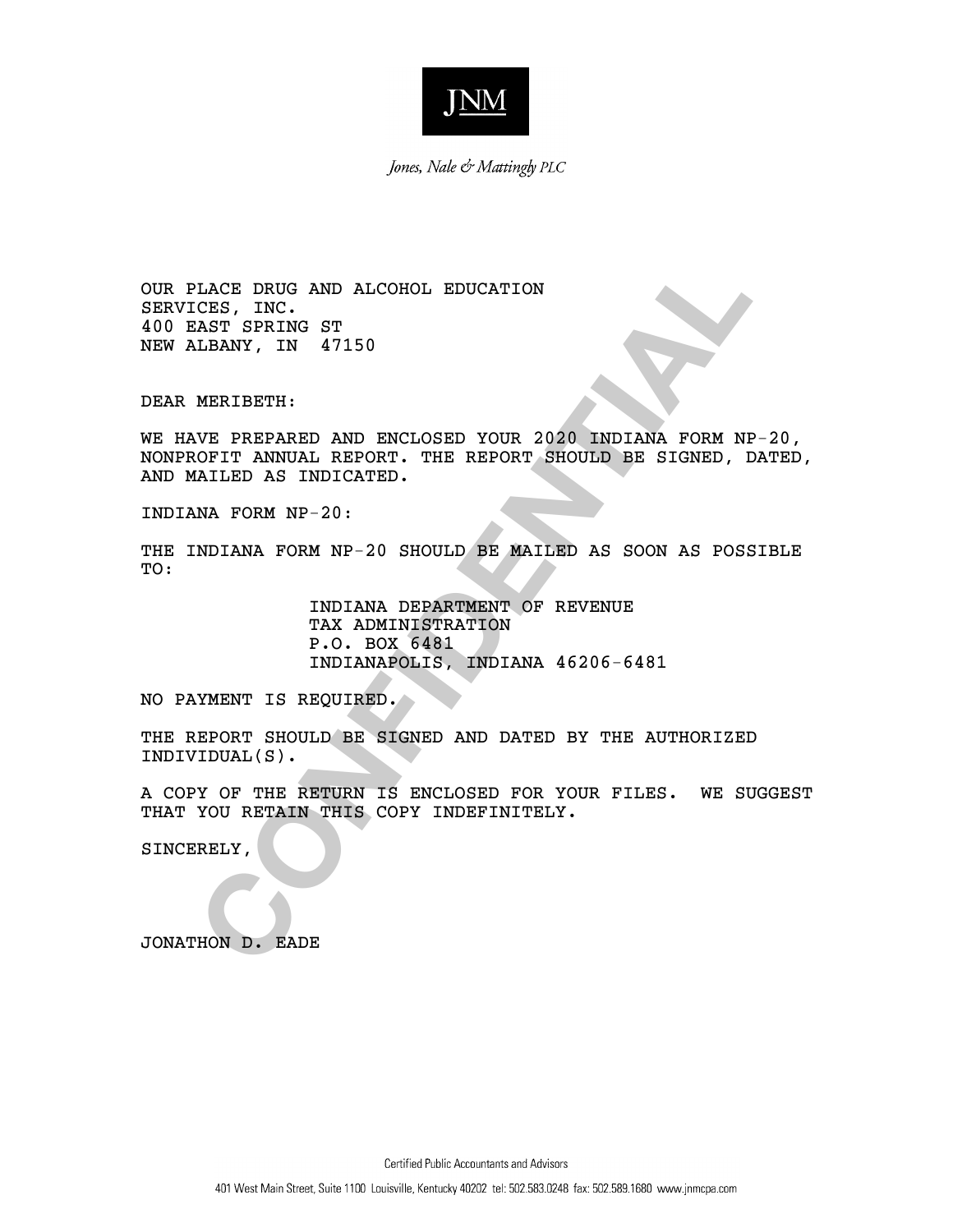JNM

*Jones, Nale & Mattingly PLC*

OUR PLACE DRUG AND ALCOHOL EDUCATION
SERVICES, INC.
400 EAST SPRING ST
NEW ALBANY, IN 47150

DEAR MERIBETH:

WE HAVE PREPARED AND ENCLOSED YOUR 2020 INDIANA FORM NP-20, NONPROFIT ANNUAL REPORT. THE REPORT SHOULD BE SIGNED, DATED, AND MAILED AS INDICATED.

INDIANA FORM NP-20:

THE INDIANA FORM NP-20 SHOULD BE MAILED AS SOON AS POSSIBLE TO:

> INDIANA DEPARTMENT OF REVENUE
> TAX ADMINISTRATION
> P.O. BOX 6481
> INDIANAPOLIS, INDIANA 46206-6481

NO PAYMENT IS REQUIRED.

THE REPORT SHOULD BE SIGNED AND DATED BY THE AUTHORIZED INDIVIDUAL(S).

A COPY OF THE RETURN IS ENCLOSED FOR YOUR FILES. WE SUGGEST THAT YOU RETAIN THIS COPY INDEFINITELY.

SINCERELY,

JONATHON D. EADE

CONFIDENTIAL

Certified Public Accountants and Advisors

401 West Main Street, Suite 1100 Louisville, Kentucky 40202 tel: 502.583.0248 fax: 502.589.1680 www.jnmcpa.com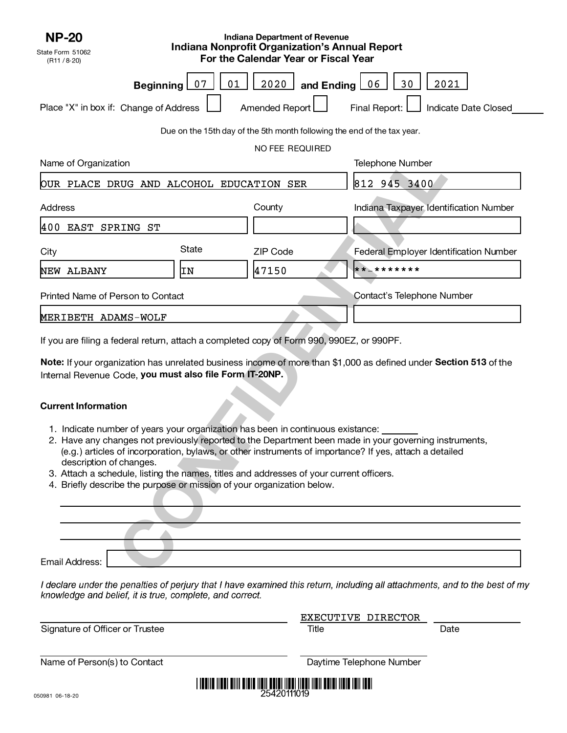**NP-20**

State Form 51062
(R11 / 8-20)

# Indiana Department of Revenue
## Indiana Nonprofit Organization's Annual Report
## For the Calendar Year or Fiscal Year

**Beginning** 07 01 2020 **and Ending** 06 30 2021

Place "X" in box if: Change of Address ☐ Amended Report ☐ Final Report: ☐ Indicate Date Closed ______

Due on the 15th day of the 5th month following the end of the tax year.

NO FEE REQUIRED

| Name of Organization | | | Telephone Number |
|---|---|---|---|
| OUR PLACE DRUG AND ALCOHOL EDUCATION SER | | | 812 945 3400 |
| **Address** | | **County** | **Indiana Taxpayer Identification Number** |
| 400 EAST SPRING ST | | | |
| **City** | **State** | **ZIP Code** | **Federal Employer Identification Number** |
| NEW ALBANY | IN | 47150 | **-******* |
| **Printed Name of Person to Contact** | | | **Contact's Telephone Number** |
| MERIBETH ADAMS-WOLF | | | |

If you are filing a federal return, attach a completed copy of Form 990, 990EZ, or 990PF.

**Note:** If your organization has unrelated business income of more than $1,000 as defined under **Section 513** of the Internal Revenue Code, **you must also file Form IT-20NP.**

**Current Information**

1. Indicate number of years your organization has been in continuous existance: ______
2. Have any changes not previously reported to the Department been made in your governing instruments, (e.g.) articles of incorporation, bylaws, or other instruments of importance? If yes, attach a detailed description of changes.
3. Attach a schedule, listing the names, titles and addresses of your current officers.
4. Briefly describe the purpose or mission of your organization below.

Email Address: ______

*I declare under the penalties of perjury that I have examined this return, including all attachments, and to the best of my knowledge and belief, it is true, complete, and correct.*

| Signature of Officer or Trustee | Title | Date |
|---|---|---|
| | EXECUTIVE DIRECTOR | |

| Name of Person(s) to Contact | Daytime Telephone Number |
|---|---|
| | |

25420111019

050981 06-18-20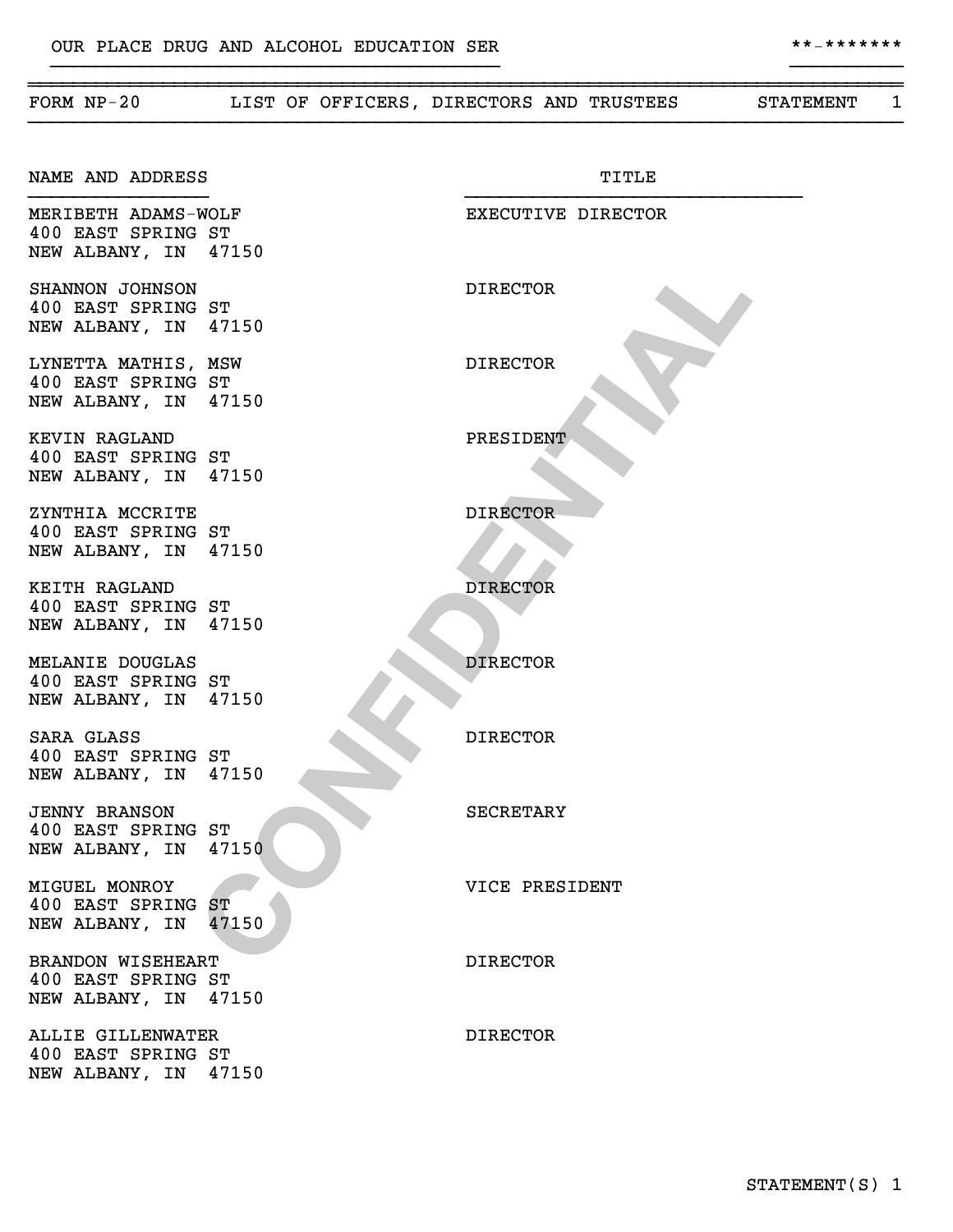OUR PLACE DRUG AND ALCOHOL EDUCATION SER **-*******

FORM NP-20 LIST OF OFFICERS, DIRECTORS AND TRUSTEES STATEMENT 1

| NAME AND ADDRESS | TITLE |
|---|---|
| MERIBETH ADAMS-WOLF<br>400 EAST SPRING ST<br>NEW ALBANY, IN 47150 | EXECUTIVE DIRECTOR |
| SHANNON JOHNSON<br>400 EAST SPRING ST<br>NEW ALBANY, IN 47150 | DIRECTOR |
| LYNETTA MATHIS, MSW<br>400 EAST SPRING ST<br>NEW ALBANY, IN 47150 | DIRECTOR |
| KEVIN RAGLAND<br>400 EAST SPRING ST<br>NEW ALBANY, IN 47150 | PRESIDENT |
| ZYNTHIA MCCRITE<br>400 EAST SPRING ST<br>NEW ALBANY, IN 47150 | DIRECTOR |
| KEITH RAGLAND<br>400 EAST SPRING ST<br>NEW ALBANY, IN 47150 | DIRECTOR |
| MELANIE DOUGLAS<br>400 EAST SPRING ST<br>NEW ALBANY, IN 47150 | DIRECTOR |
| SARA GLASS<br>400 EAST SPRING ST<br>NEW ALBANY, IN 47150 | DIRECTOR |
| JENNY BRANSON<br>400 EAST SPRING ST<br>NEW ALBANY, IN 47150 | SECRETARY |
| MIGUEL MONROY<br>400 EAST SPRING ST<br>NEW ALBANY, IN 47150 | VICE PRESIDENT |
| BRANDON WISEHEART<br>400 EAST SPRING ST<br>NEW ALBANY, IN 47150 | DIRECTOR |
| ALLIE GILLENWATER<br>400 EAST SPRING ST<br>NEW ALBANY, IN 47150 | DIRECTOR |

CONFIDENTIAL

STATEMENT(S) 1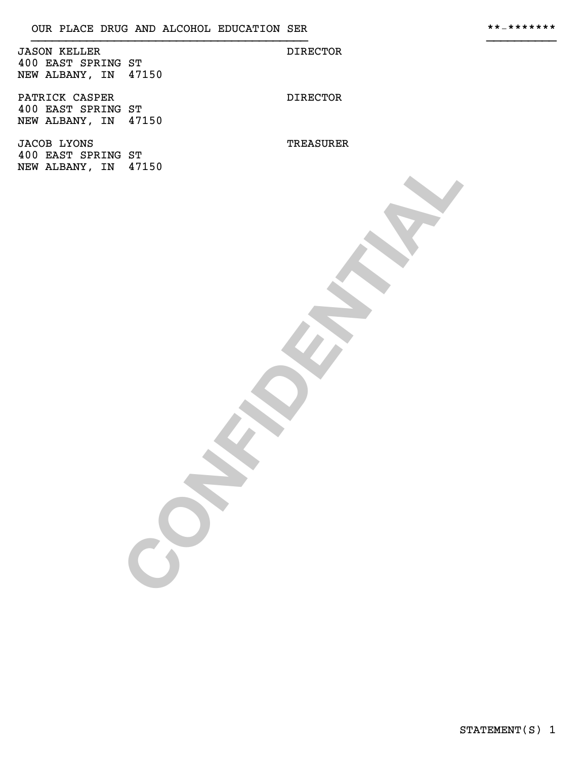OUR PLACE DRUG AND ALCOHOL EDUCATION SER **-*******

| | |
|---|---|
| JASON KELLER<br>400 EAST SPRING ST<br>NEW ALBANY, IN 47150 | DIRECTOR |
| PATRICK CASPER<br>400 EAST SPRING ST<br>NEW ALBANY, IN 47150 | DIRECTOR |
| JACOB LYONS<br>400 EAST SPRING ST<br>NEW ALBANY, IN 47150 | TREASURER |

CONFIDENTIAL

STATEMENT(S) 1